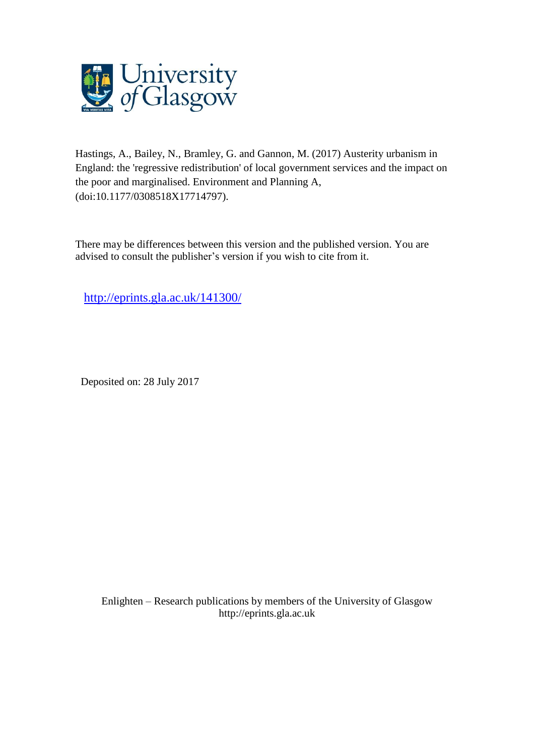University of Glasgow

Hastings, A., Bailey, N., Bramley, G. and Gannon, M. (2017) Austerity urbanism in England: the 'regressive redistribution' of local government services and the impact on the poor and marginalised. Environment and Planning A, (doi:10.1177/0308518X17714797).

There may be differences between this version and the published version. You are advised to consult the publisher's version if you wish to cite from it.

http://eprints.gla.ac.uk/141300/

Deposited on: 28 July 2017

Enlighten – Research publications by members of the University of Glasgow
http://eprints.gla.ac.uk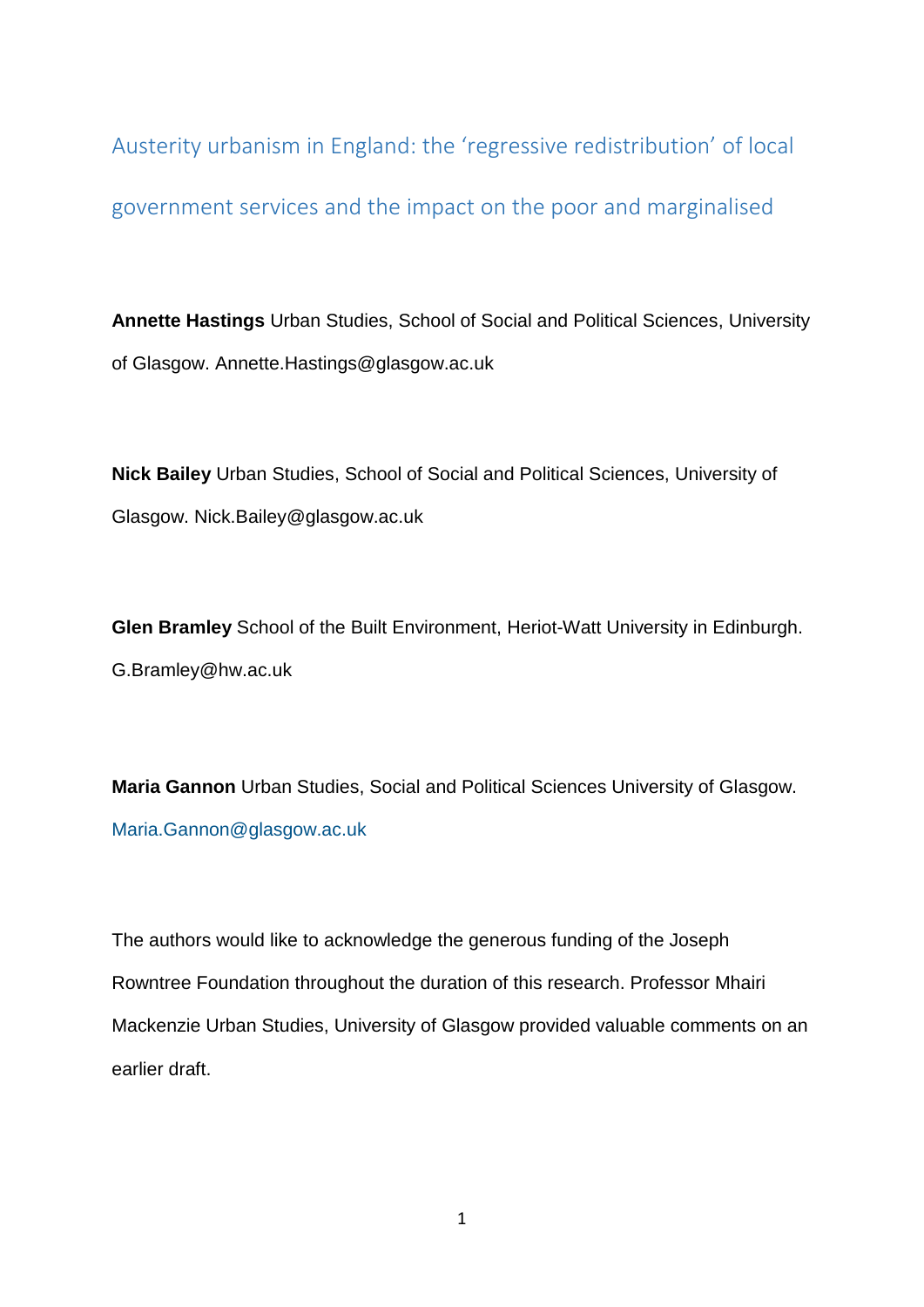# Austerity urbanism in England: the 'regressive redistribution' of local government services and the impact on the poor and marginalised

**Annette Hastings** Urban Studies, School of Social and Political Sciences, University of Glasgow. Annette.Hastings@glasgow.ac.uk

**Nick Bailey** Urban Studies, School of Social and Political Sciences, University of Glasgow. Nick.Bailey@glasgow.ac.uk

**Glen Bramley** School of the Built Environment, Heriot-Watt University in Edinburgh. G.Bramley@hw.ac.uk

**Maria Gannon** Urban Studies, Social and Political Sciences University of Glasgow. Maria.Gannon@glasgow.ac.uk

The authors would like to acknowledge the generous funding of the Joseph Rowntree Foundation throughout the duration of this research. Professor Mhairi Mackenzie Urban Studies, University of Glasgow provided valuable comments on an earlier draft.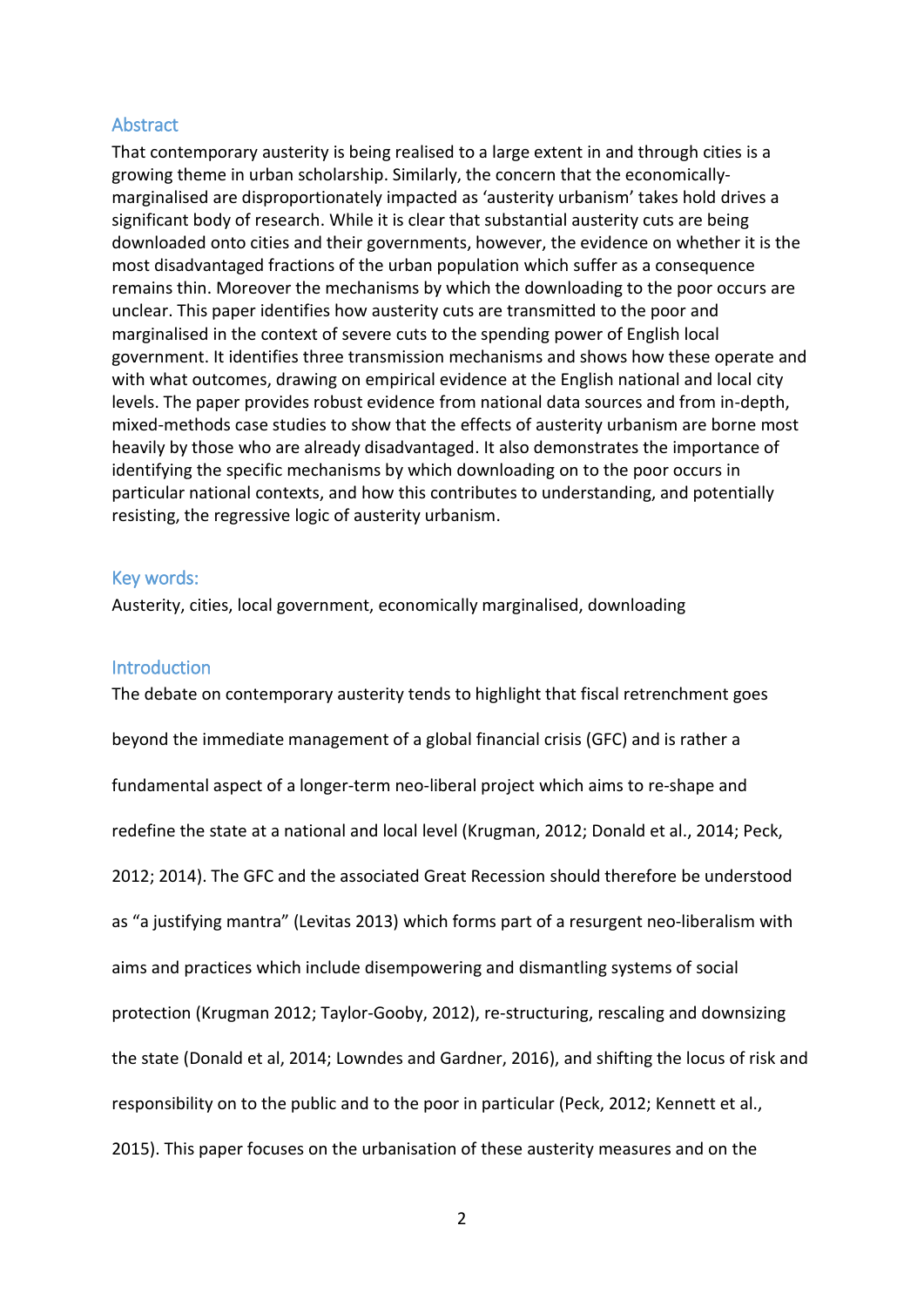## Abstract

That contemporary austerity is being realised to a large extent in and through cities is a growing theme in urban scholarship. Similarly, the concern that the economically-marginalised are disproportionately impacted as 'austerity urbanism' takes hold drives a significant body of research. While it is clear that substantial austerity cuts are being downloaded onto cities and their governments, however, the evidence on whether it is the most disadvantaged fractions of the urban population which suffer as a consequence remains thin. Moreover the mechanisms by which the downloading to the poor occurs are unclear. This paper identifies how austerity cuts are transmitted to the poor and marginalised in the context of severe cuts to the spending power of English local government. It identifies three transmission mechanisms and shows how these operate and with what outcomes, drawing on empirical evidence at the English national and local city levels. The paper provides robust evidence from national data sources and from in-depth, mixed-methods case studies to show that the effects of austerity urbanism are borne most heavily by those who are already disadvantaged. It also demonstrates the importance of identifying the specific mechanisms by which downloading on to the poor occurs in particular national contexts, and how this contributes to understanding, and potentially resisting, the regressive logic of austerity urbanism.

## Key words:

Austerity, cities, local government, economically marginalised, downloading

## Introduction

The debate on contemporary austerity tends to highlight that fiscal retrenchment goes beyond the immediate management of a global financial crisis (GFC) and is rather a fundamental aspect of a longer-term neo-liberal project which aims to re-shape and redefine the state at a national and local level (Krugman, 2012; Donald et al., 2014; Peck, 2012; 2014). The GFC and the associated Great Recession should therefore be understood as "a justifying mantra" (Levitas 2013) which forms part of a resurgent neo-liberalism with aims and practices which include disempowering and dismantling systems of social protection (Krugman 2012; Taylor-Gooby, 2012), re-structuring, rescaling and downsizing the state (Donald et al, 2014; Lowndes and Gardner, 2016), and shifting the locus of risk and responsibility on to the public and to the poor in particular (Peck, 2012; Kennett et al., 2015). This paper focuses on the urbanisation of these austerity measures and on the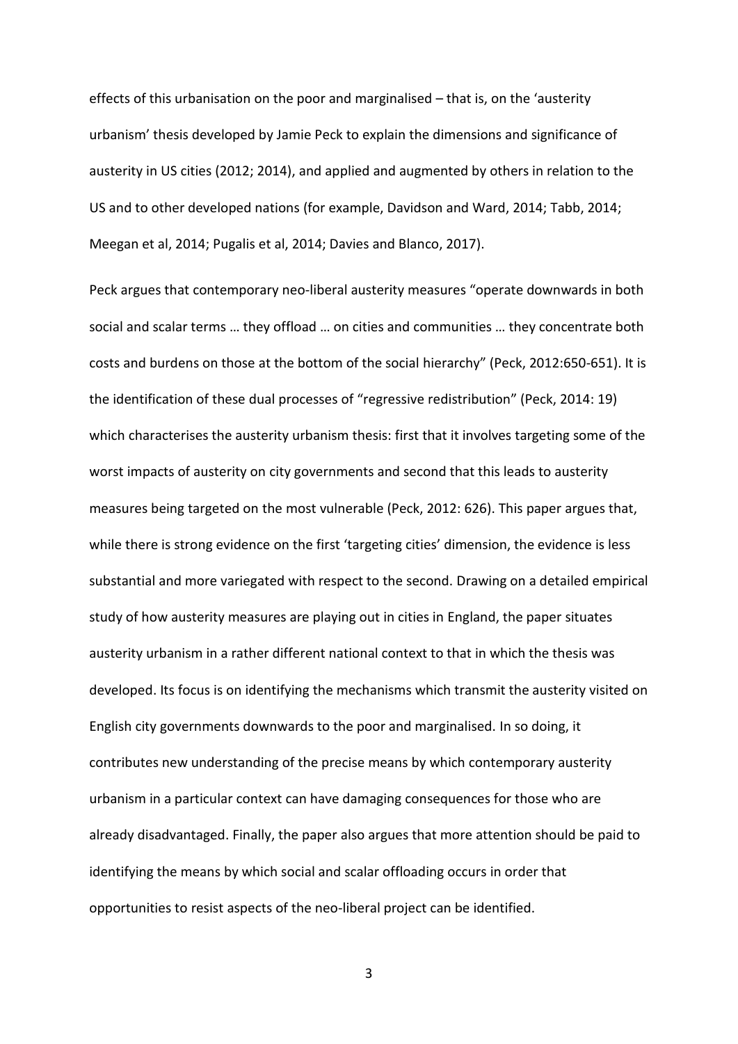effects of this urbanisation on the poor and marginalised – that is, on the 'austerity urbanism' thesis developed by Jamie Peck to explain the dimensions and significance of austerity in US cities (2012; 2014), and applied and augmented by others in relation to the US and to other developed nations (for example, Davidson and Ward, 2014; Tabb, 2014; Meegan et al, 2014; Pugalis et al, 2014; Davies and Blanco, 2017).

Peck argues that contemporary neo-liberal austerity measures "operate downwards in both social and scalar terms … they offload … on cities and communities … they concentrate both costs and burdens on those at the bottom of the social hierarchy" (Peck, 2012:650-651). It is the identification of these dual processes of "regressive redistribution" (Peck, 2014: 19) which characterises the austerity urbanism thesis: first that it involves targeting some of the worst impacts of austerity on city governments and second that this leads to austerity measures being targeted on the most vulnerable (Peck, 2012: 626). This paper argues that, while there is strong evidence on the first 'targeting cities' dimension, the evidence is less substantial and more variegated with respect to the second. Drawing on a detailed empirical study of how austerity measures are playing out in cities in England, the paper situates austerity urbanism in a rather different national context to that in which the thesis was developed. Its focus is on identifying the mechanisms which transmit the austerity visited on English city governments downwards to the poor and marginalised. In so doing, it contributes new understanding of the precise means by which contemporary austerity urbanism in a particular context can have damaging consequences for those who are already disadvantaged. Finally, the paper also argues that more attention should be paid to identifying the means by which social and scalar offloading occurs in order that opportunities to resist aspects of the neo-liberal project can be identified.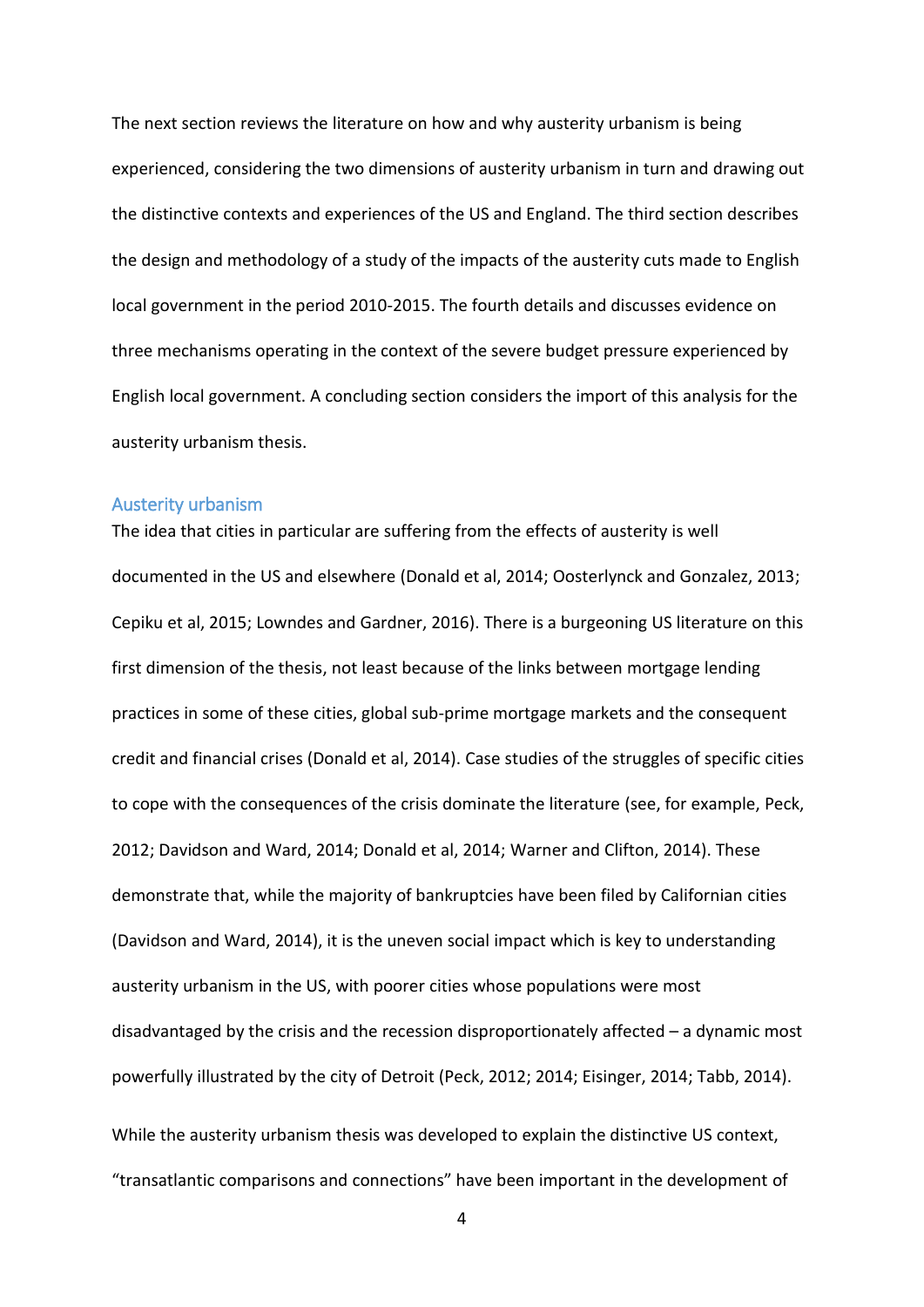The next section reviews the literature on how and why austerity urbanism is being experienced, considering the two dimensions of austerity urbanism in turn and drawing out the distinctive contexts and experiences of the US and England. The third section describes the design and methodology of a study of the impacts of the austerity cuts made to English local government in the period 2010-2015. The fourth details and discusses evidence on three mechanisms operating in the context of the severe budget pressure experienced by English local government. A concluding section considers the import of this analysis for the austerity urbanism thesis.

## Austerity urbanism

The idea that cities in particular are suffering from the effects of austerity is well documented in the US and elsewhere (Donald et al, 2014; Oosterlynck and Gonzalez, 2013; Cepiku et al, 2015; Lowndes and Gardner, 2016). There is a burgeoning US literature on this first dimension of the thesis, not least because of the links between mortgage lending practices in some of these cities, global sub-prime mortgage markets and the consequent credit and financial crises (Donald et al, 2014). Case studies of the struggles of specific cities to cope with the consequences of the crisis dominate the literature (see, for example, Peck, 2012; Davidson and Ward, 2014; Donald et al, 2014; Warner and Clifton, 2014). These demonstrate that, while the majority of bankruptcies have been filed by Californian cities (Davidson and Ward, 2014), it is the uneven social impact which is key to understanding austerity urbanism in the US, with poorer cities whose populations were most disadvantaged by the crisis and the recession disproportionately affected – a dynamic most powerfully illustrated by the city of Detroit (Peck, 2012; 2014; Eisinger, 2014; Tabb, 2014).

While the austerity urbanism thesis was developed to explain the distinctive US context, "transatlantic comparisons and connections" have been important in the development of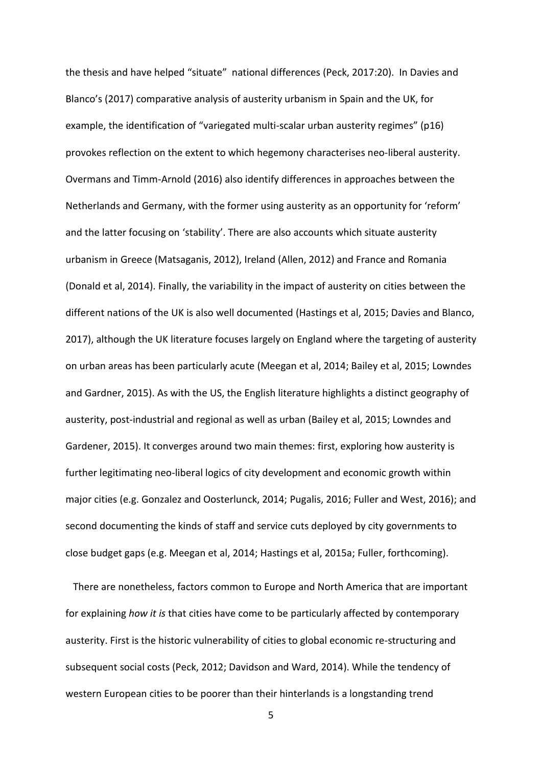the thesis and have helped "situate" national differences (Peck, 2017:20). In Davies and Blanco's (2017) comparative analysis of austerity urbanism in Spain and the UK, for example, the identification of "variegated multi-scalar urban austerity regimes" (p16) provokes reflection on the extent to which hegemony characterises neo-liberal austerity. Overmans and Timm-Arnold (2016) also identify differences in approaches between the Netherlands and Germany, with the former using austerity as an opportunity for 'reform' and the latter focusing on 'stability'. There are also accounts which situate austerity urbanism in Greece (Matsaganis, 2012), Ireland (Allen, 2012) and France and Romania (Donald et al, 2014). Finally, the variability in the impact of austerity on cities between the different nations of the UK is also well documented (Hastings et al, 2015; Davies and Blanco, 2017), although the UK literature focuses largely on England where the targeting of austerity on urban areas has been particularly acute (Meegan et al, 2014; Bailey et al, 2015; Lowndes and Gardner, 2015). As with the US, the English literature highlights a distinct geography of austerity, post-industrial and regional as well as urban (Bailey et al, 2015; Lowndes and Gardener, 2015). It converges around two main themes: first, exploring how austerity is further legitimating neo-liberal logics of city development and economic growth within major cities (e.g. Gonzalez and Oosterlunck, 2014; Pugalis, 2016; Fuller and West, 2016); and second documenting the kinds of staff and service cuts deployed by city governments to close budget gaps (e.g. Meegan et al, 2014; Hastings et al, 2015a; Fuller, forthcoming).

There are nonetheless, factors common to Europe and North America that are important for explaining *how it is* that cities have come to be particularly affected by contemporary austerity. First is the historic vulnerability of cities to global economic re-structuring and subsequent social costs (Peck, 2012; Davidson and Ward, 2014). While the tendency of western European cities to be poorer than their hinterlands is a longstanding trend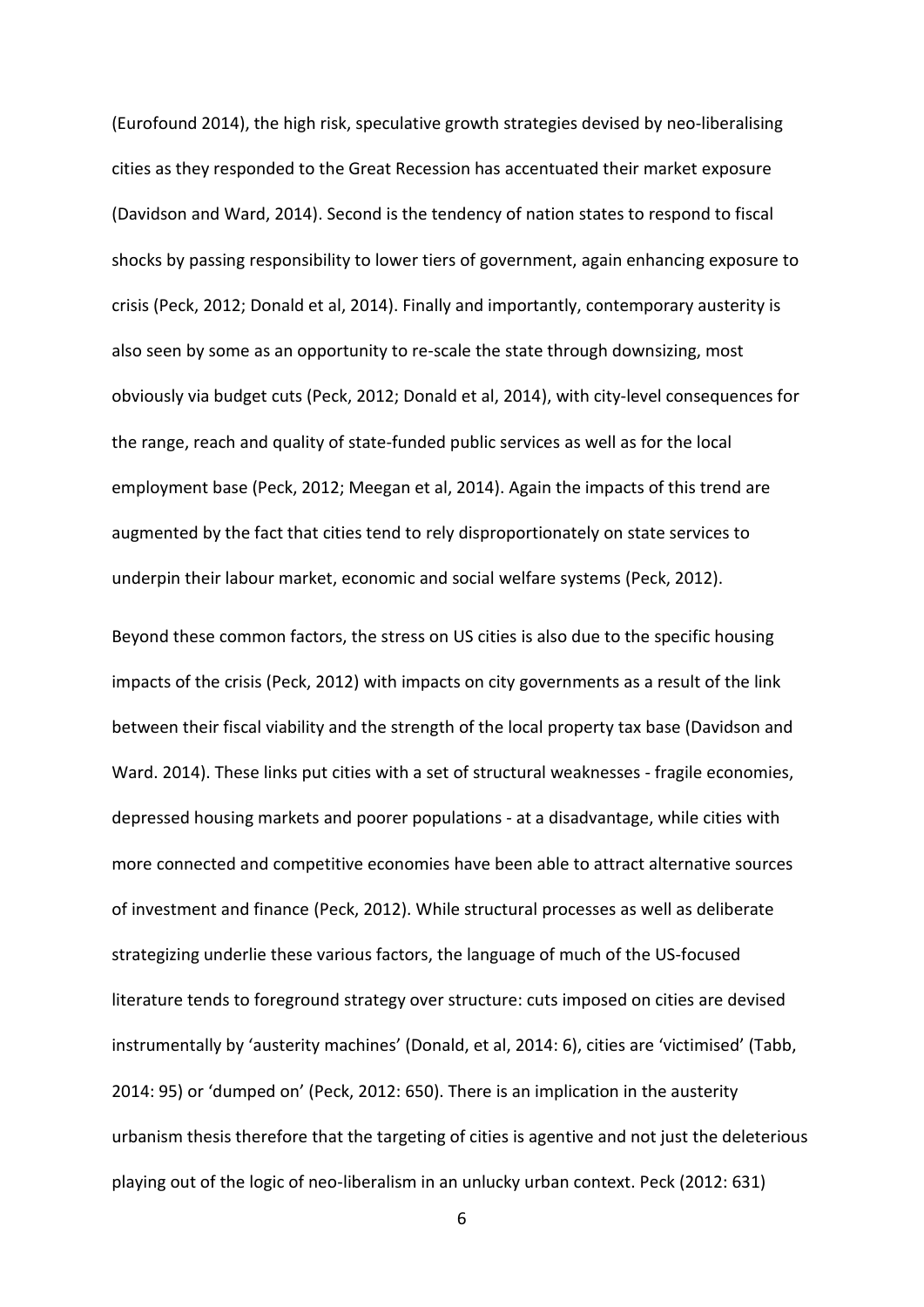(Eurofound 2014), the high risk, speculative growth strategies devised by neo-liberalising cities as they responded to the Great Recession has accentuated their market exposure (Davidson and Ward, 2014). Second is the tendency of nation states to respond to fiscal shocks by passing responsibility to lower tiers of government, again enhancing exposure to crisis (Peck, 2012; Donald et al, 2014). Finally and importantly, contemporary austerity is also seen by some as an opportunity to re-scale the state through downsizing, most obviously via budget cuts (Peck, 2012; Donald et al, 2014), with city-level consequences for the range, reach and quality of state-funded public services as well as for the local employment base (Peck, 2012; Meegan et al, 2014). Again the impacts of this trend are augmented by the fact that cities tend to rely disproportionately on state services to underpin their labour market, economic and social welfare systems (Peck, 2012).

Beyond these common factors, the stress on US cities is also due to the specific housing impacts of the crisis (Peck, 2012) with impacts on city governments as a result of the link between their fiscal viability and the strength of the local property tax base (Davidson and Ward. 2014). These links put cities with a set of structural weaknesses - fragile economies, depressed housing markets and poorer populations - at a disadvantage, while cities with more connected and competitive economies have been able to attract alternative sources of investment and finance (Peck, 2012). While structural processes as well as deliberate strategizing underlie these various factors, the language of much of the US-focused literature tends to foreground strategy over structure: cuts imposed on cities are devised instrumentally by 'austerity machines' (Donald, et al, 2014: 6), cities are 'victimised' (Tabb, 2014: 95) or 'dumped on' (Peck, 2012: 650). There is an implication in the austerity urbanism thesis therefore that the targeting of cities is agentive and not just the deleterious playing out of the logic of neo-liberalism in an unlucky urban context. Peck (2012: 631)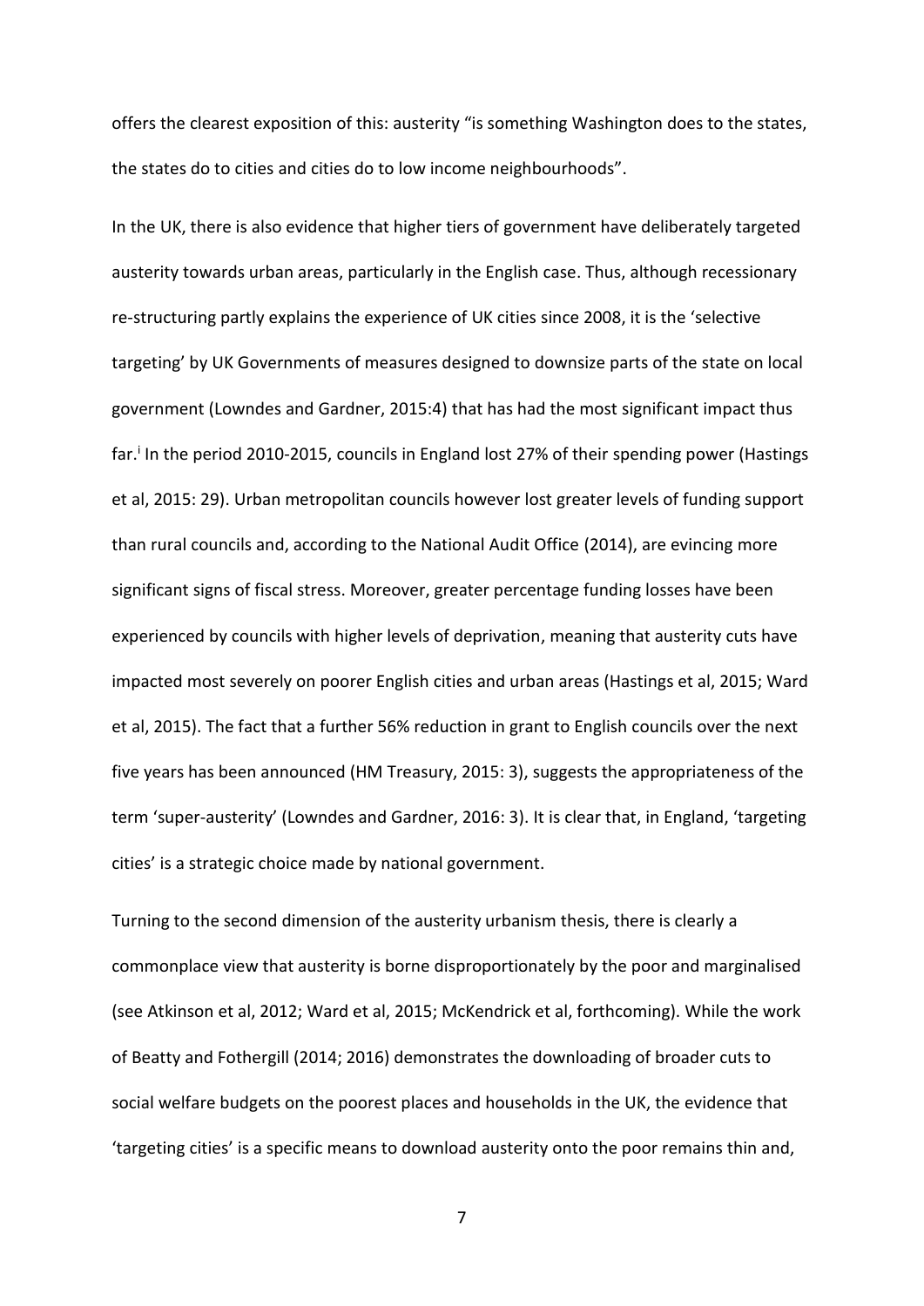offers the clearest exposition of this: austerity "is something Washington does to the states, the states do to cities and cities do to low income neighbourhoods".

In the UK, there is also evidence that higher tiers of government have deliberately targeted austerity towards urban areas, particularly in the English case. Thus, although recessionary re-structuring partly explains the experience of UK cities since 2008, it is the 'selective targeting' by UK Governments of measures designed to downsize parts of the state on local government (Lowndes and Gardner, 2015:4) that has had the most significant impact thus far.[i] In the period 2010-2015, councils in England lost 27% of their spending power (Hastings et al, 2015: 29). Urban metropolitan councils however lost greater levels of funding support than rural councils and, according to the National Audit Office (2014), are evincing more significant signs of fiscal stress. Moreover, greater percentage funding losses have been experienced by councils with higher levels of deprivation, meaning that austerity cuts have impacted most severely on poorer English cities and urban areas (Hastings et al, 2015; Ward et al, 2015). The fact that a further 56% reduction in grant to English councils over the next five years has been announced (HM Treasury, 2015: 3), suggests the appropriateness of the term 'super-austerity' (Lowndes and Gardner, 2016: 3). It is clear that, in England, 'targeting cities' is a strategic choice made by national government.

Turning to the second dimension of the austerity urbanism thesis, there is clearly a commonplace view that austerity is borne disproportionately by the poor and marginalised (see Atkinson et al, 2012; Ward et al, 2015; McKendrick et al, forthcoming). While the work of Beatty and Fothergill (2014; 2016) demonstrates the downloading of broader cuts to social welfare budgets on the poorest places and households in the UK, the evidence that 'targeting cities' is a specific means to download austerity onto the poor remains thin and,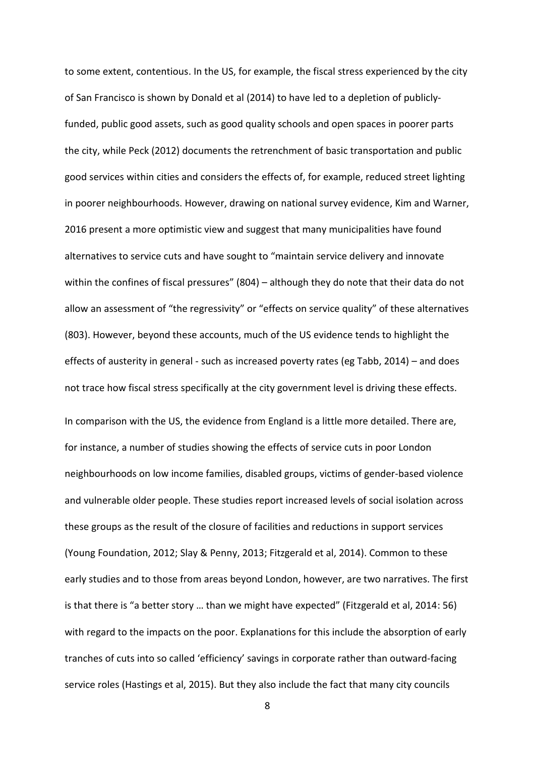to some extent, contentious. In the US, for example, the fiscal stress experienced by the city of San Francisco is shown by Donald et al (2014) to have led to a depletion of publicly-funded, public good assets, such as good quality schools and open spaces in poorer parts the city, while Peck (2012) documents the retrenchment of basic transportation and public good services within cities and considers the effects of, for example, reduced street lighting in poorer neighbourhoods. However, drawing on national survey evidence, Kim and Warner, 2016 present a more optimistic view and suggest that many municipalities have found alternatives to service cuts and have sought to "maintain service delivery and innovate within the confines of fiscal pressures" (804) – although they do note that their data do not allow an assessment of "the regressivity" or "effects on service quality" of these alternatives (803). However, beyond these accounts, much of the US evidence tends to highlight the effects of austerity in general - such as increased poverty rates (eg Tabb, 2014) – and does not trace how fiscal stress specifically at the city government level is driving these effects.

In comparison with the US, the evidence from England is a little more detailed. There are, for instance, a number of studies showing the effects of service cuts in poor London neighbourhoods on low income families, disabled groups, victims of gender-based violence and vulnerable older people. These studies report increased levels of social isolation across these groups as the result of the closure of facilities and reductions in support services (Young Foundation, 2012; Slay & Penny, 2013; Fitzgerald et al, 2014). Common to these early studies and to those from areas beyond London, however, are two narratives. The first is that there is "a better story … than we might have expected" (Fitzgerald et al, 2014: 56) with regard to the impacts on the poor. Explanations for this include the absorption of early tranches of cuts into so called 'efficiency' savings in corporate rather than outward-facing service roles (Hastings et al, 2015). But they also include the fact that many city councils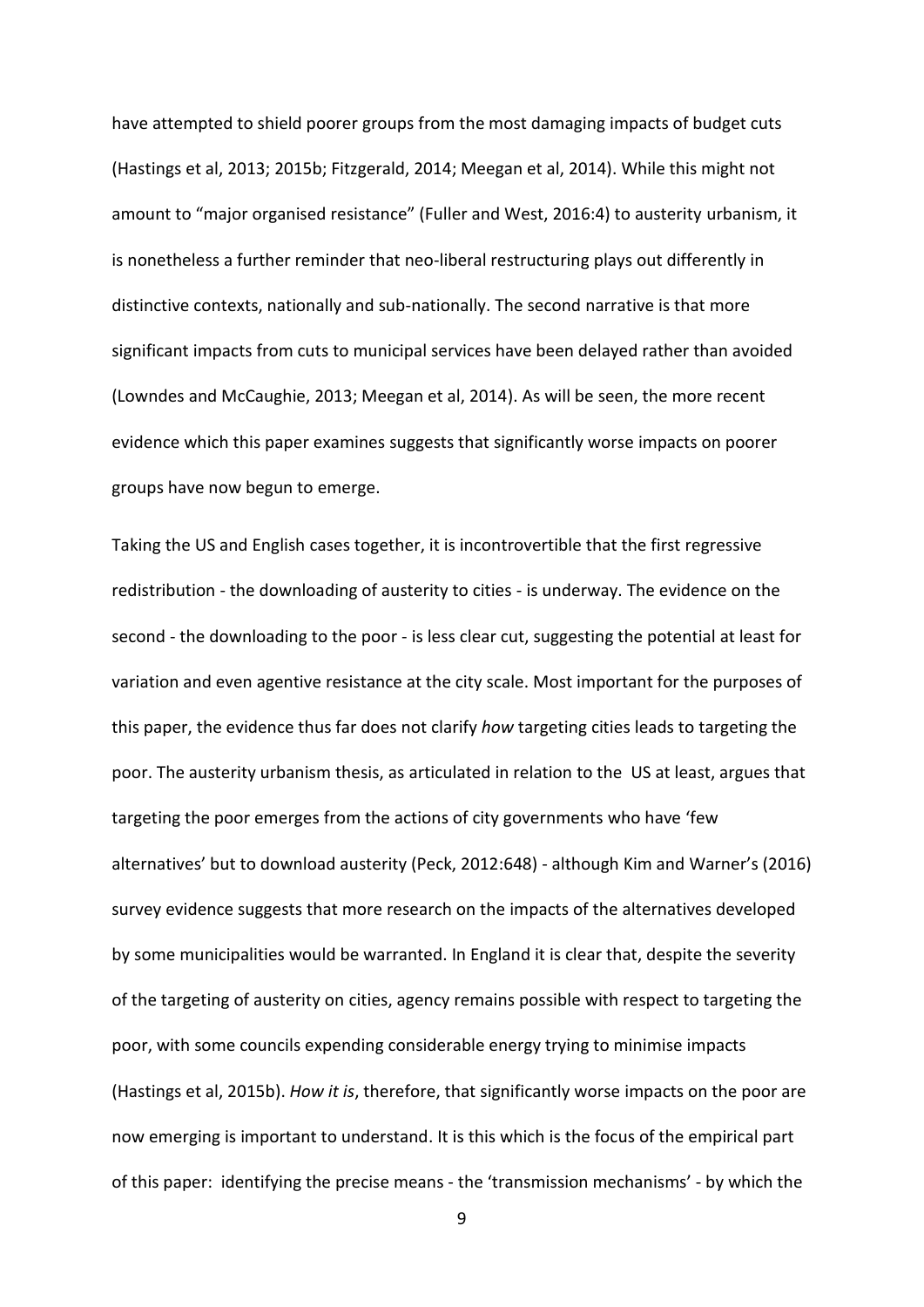have attempted to shield poorer groups from the most damaging impacts of budget cuts (Hastings et al, 2013; 2015b; Fitzgerald, 2014; Meegan et al, 2014). While this might not amount to "major organised resistance" (Fuller and West, 2016:4) to austerity urbanism, it is nonetheless a further reminder that neo-liberal restructuring plays out differently in distinctive contexts, nationally and sub-nationally. The second narrative is that more significant impacts from cuts to municipal services have been delayed rather than avoided (Lowndes and McCaughie, 2013; Meegan et al, 2014). As will be seen, the more recent evidence which this paper examines suggests that significantly worse impacts on poorer groups have now begun to emerge.

Taking the US and English cases together, it is incontrovertible that the first regressive redistribution - the downloading of austerity to cities - is underway. The evidence on the second - the downloading to the poor - is less clear cut, suggesting the potential at least for variation and even agentive resistance at the city scale. Most important for the purposes of this paper, the evidence thus far does not clarify *how* targeting cities leads to targeting the poor. The austerity urbanism thesis, as articulated in relation to the US at least, argues that targeting the poor emerges from the actions of city governments who have 'few alternatives' but to download austerity (Peck, 2012:648) - although Kim and Warner's (2016) survey evidence suggests that more research on the impacts of the alternatives developed by some municipalities would be warranted. In England it is clear that, despite the severity of the targeting of austerity on cities, agency remains possible with respect to targeting the poor, with some councils expending considerable energy trying to minimise impacts (Hastings et al, 2015b). *How it is*, therefore, that significantly worse impacts on the poor are now emerging is important to understand. It is this which is the focus of the empirical part of this paper: identifying the precise means - the 'transmission mechanisms' - by which the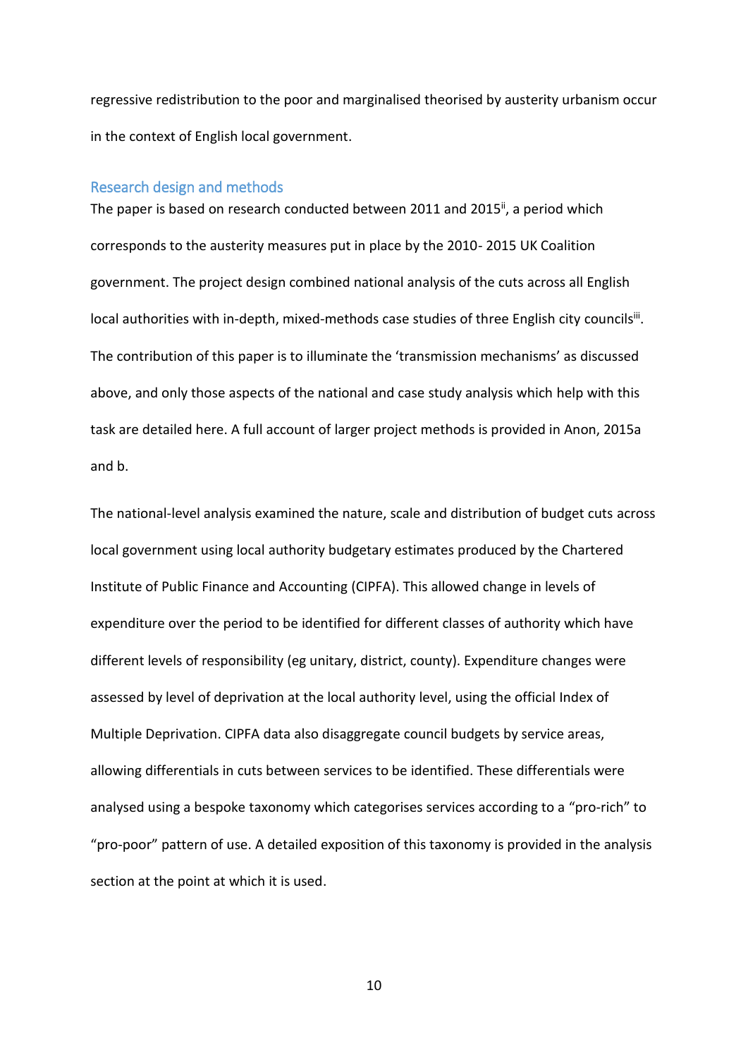regressive redistribution to the poor and marginalised theorised by austerity urbanism occur in the context of English local government.

## Research design and methods

The paper is based on research conducted between 2011 and 2015[ii], a period which corresponds to the austerity measures put in place by the 2010- 2015 UK Coalition government. The project design combined national analysis of the cuts across all English local authorities with in-depth, mixed-methods case studies of three English city councils[iii]. The contribution of this paper is to illuminate the 'transmission mechanisms' as discussed above, and only those aspects of the national and case study analysis which help with this task are detailed here. A full account of larger project methods is provided in Anon, 2015a and b.

The national-level analysis examined the nature, scale and distribution of budget cuts across local government using local authority budgetary estimates produced by the Chartered Institute of Public Finance and Accounting (CIPFA). This allowed change in levels of expenditure over the period to be identified for different classes of authority which have different levels of responsibility (eg unitary, district, county). Expenditure changes were assessed by level of deprivation at the local authority level, using the official Index of Multiple Deprivation. CIPFA data also disaggregate council budgets by service areas, allowing differentials in cuts between services to be identified. These differentials were analysed using a bespoke taxonomy which categorises services according to a "pro-rich" to "pro-poor" pattern of use. A detailed exposition of this taxonomy is provided in the analysis section at the point at which it is used.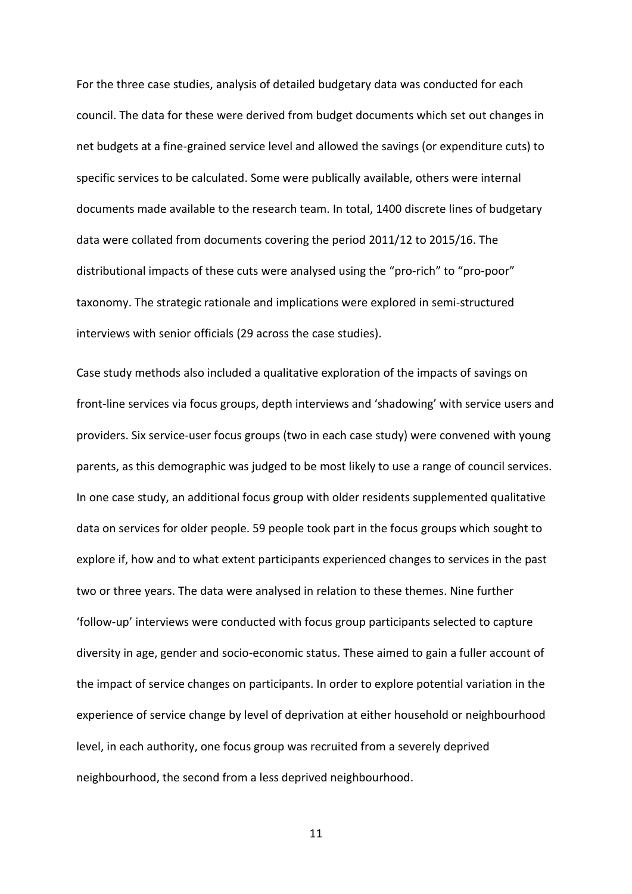For the three case studies, analysis of detailed budgetary data was conducted for each council. The data for these were derived from budget documents which set out changes in net budgets at a fine-grained service level and allowed the savings (or expenditure cuts) to specific services to be calculated. Some were publically available, others were internal documents made available to the research team. In total, 1400 discrete lines of budgetary data were collated from documents covering the period 2011/12 to 2015/16. The distributional impacts of these cuts were analysed using the "pro-rich" to "pro-poor" taxonomy. The strategic rationale and implications were explored in semi-structured interviews with senior officials (29 across the case studies).

Case study methods also included a qualitative exploration of the impacts of savings on front-line services via focus groups, depth interviews and 'shadowing' with service users and providers. Six service-user focus groups (two in each case study) were convened with young parents, as this demographic was judged to be most likely to use a range of council services. In one case study, an additional focus group with older residents supplemented qualitative data on services for older people. 59 people took part in the focus groups which sought to explore if, how and to what extent participants experienced changes to services in the past two or three years. The data were analysed in relation to these themes. Nine further 'follow-up' interviews were conducted with focus group participants selected to capture diversity in age, gender and socio-economic status. These aimed to gain a fuller account of the impact of service changes on participants. In order to explore potential variation in the experience of service change by level of deprivation at either household or neighbourhood level, in each authority, one focus group was recruited from a severely deprived neighbourhood, the second from a less deprived neighbourhood.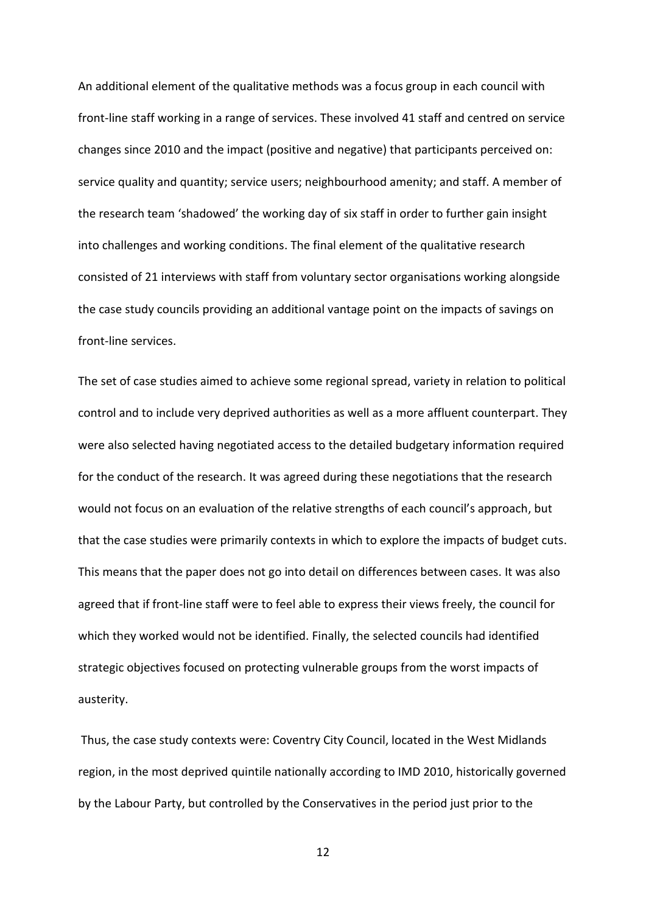An additional element of the qualitative methods was a focus group in each council with front-line staff working in a range of services. These involved 41 staff and centred on service changes since 2010 and the impact (positive and negative) that participants perceived on: service quality and quantity; service users; neighbourhood amenity; and staff. A member of the research team 'shadowed' the working day of six staff in order to further gain insight into challenges and working conditions. The final element of the qualitative research consisted of 21 interviews with staff from voluntary sector organisations working alongside the case study councils providing an additional vantage point on the impacts of savings on front-line services.

The set of case studies aimed to achieve some regional spread, variety in relation to political control and to include very deprived authorities as well as a more affluent counterpart. They were also selected having negotiated access to the detailed budgetary information required for the conduct of the research. It was agreed during these negotiations that the research would not focus on an evaluation of the relative strengths of each council's approach, but that the case studies were primarily contexts in which to explore the impacts of budget cuts. This means that the paper does not go into detail on differences between cases. It was also agreed that if front-line staff were to feel able to express their views freely, the council for which they worked would not be identified. Finally, the selected councils had identified strategic objectives focused on protecting vulnerable groups from the worst impacts of austerity.

Thus, the case study contexts were: Coventry City Council, located in the West Midlands region, in the most deprived quintile nationally according to IMD 2010, historically governed by the Labour Party, but controlled by the Conservatives in the period just prior to the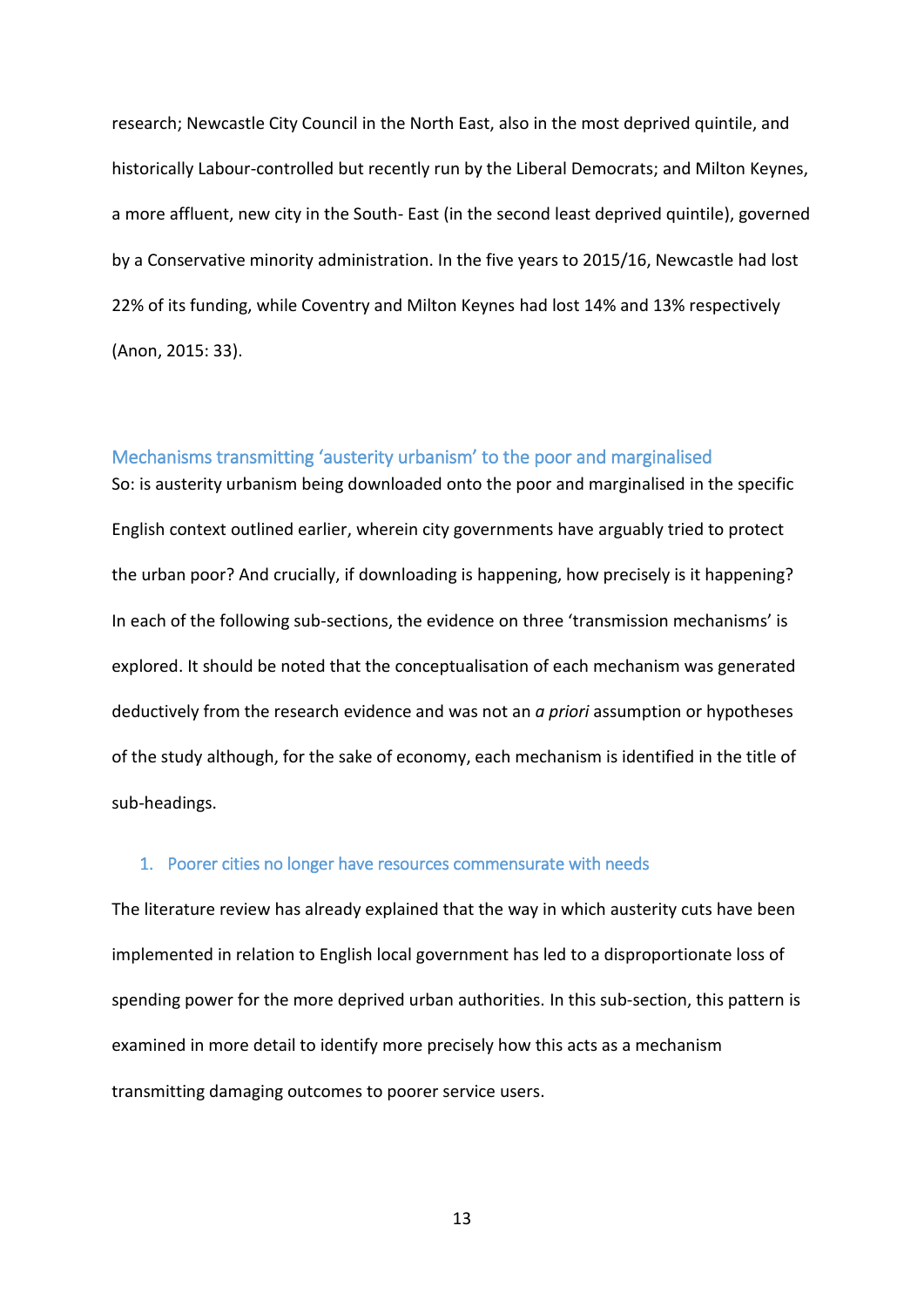research; Newcastle City Council in the North East, also in the most deprived quintile, and historically Labour-controlled but recently run by the Liberal Democrats; and Milton Keynes, a more affluent, new city in the South- East (in the second least deprived quintile), governed by a Conservative minority administration. In the five years to 2015/16, Newcastle had lost 22% of its funding, while Coventry and Milton Keynes had lost 14% and 13% respectively (Anon, 2015: 33).

## Mechanisms transmitting 'austerity urbanism' to the poor and marginalised

So: is austerity urbanism being downloaded onto the poor and marginalised in the specific English context outlined earlier, wherein city governments have arguably tried to protect the urban poor? And crucially, if downloading is happening, how precisely is it happening? In each of the following sub-sections, the evidence on three 'transmission mechanisms' is explored. It should be noted that the conceptualisation of each mechanism was generated deductively from the research evidence and was not an *a priori* assumption or hypotheses of the study although, for the sake of economy, each mechanism is identified in the title of sub-headings.

### 1. Poorer cities no longer have resources commensurate with needs

The literature review has already explained that the way in which austerity cuts have been implemented in relation to English local government has led to a disproportionate loss of spending power for the more deprived urban authorities. In this sub-section, this pattern is examined in more detail to identify more precisely how this acts as a mechanism transmitting damaging outcomes to poorer service users.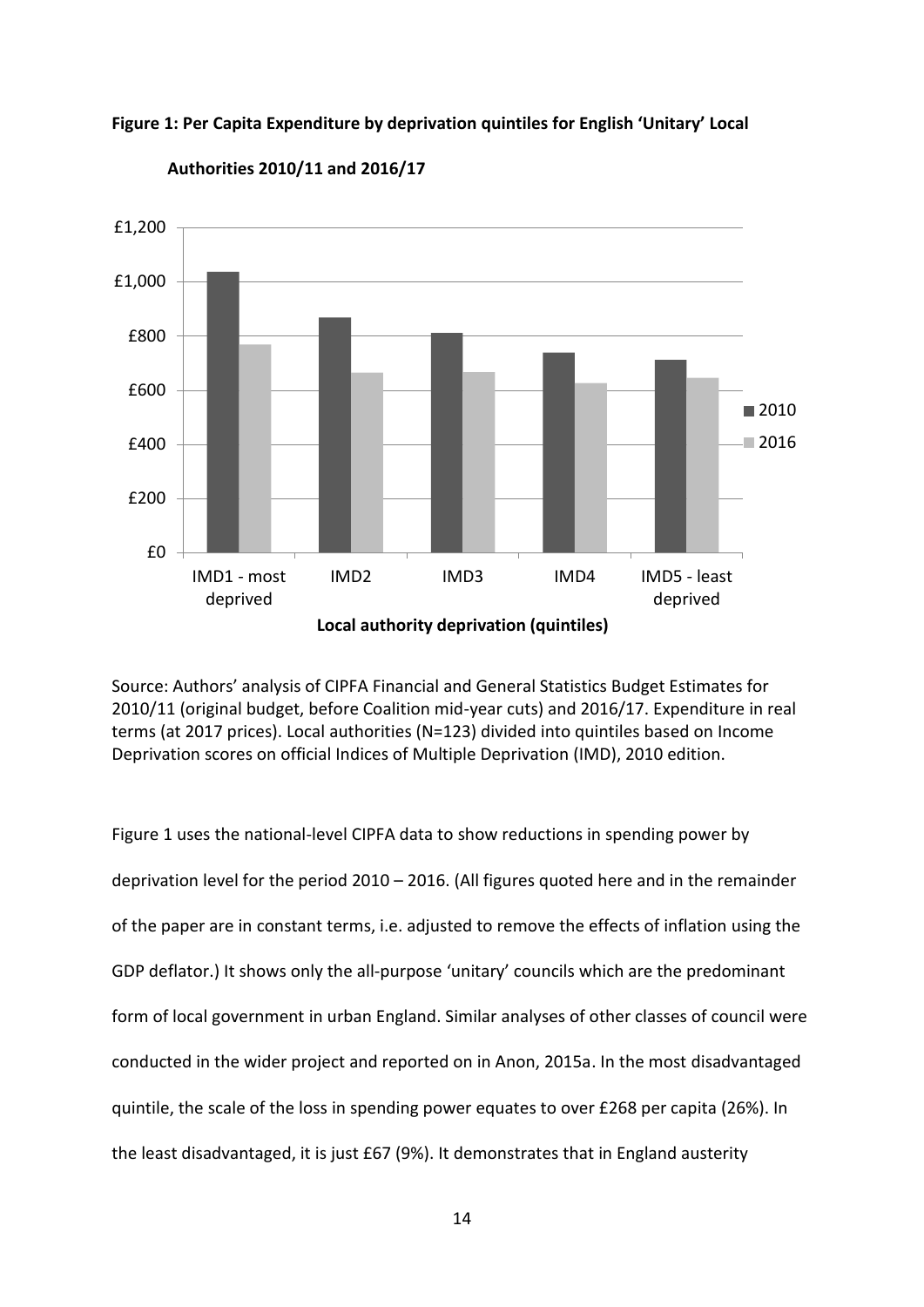**Figure 1: Per Capita Expenditure by deprivation quintiles for English 'Unitary' Local Authorities 2010/11 and 2016/17**

Source: Authors' analysis of CIPFA Financial and General Statistics Budget Estimates for 2010/11 (original budget, before Coalition mid-year cuts) and 2016/17. Expenditure in real terms (at 2017 prices). Local authorities (N=123) divided into quintiles based on Income Deprivation scores on official Indices of Multiple Deprivation (IMD), 2010 edition.

Figure 1 uses the national-level CIPFA data to show reductions in spending power by deprivation level for the period 2010 – 2016. (All figures quoted here and in the remainder of the paper are in constant terms, i.e. adjusted to remove the effects of inflation using the GDP deflator.) It shows only the all-purpose 'unitary' councils which are the predominant form of local government in urban England. Similar analyses of other classes of council were conducted in the wider project and reported on in Anon, 2015a. In the most disadvantaged quintile, the scale of the loss in spending power equates to over £268 per capita (26%). In the least disadvantaged, it is just £67 (9%). It demonstrates that in England austerity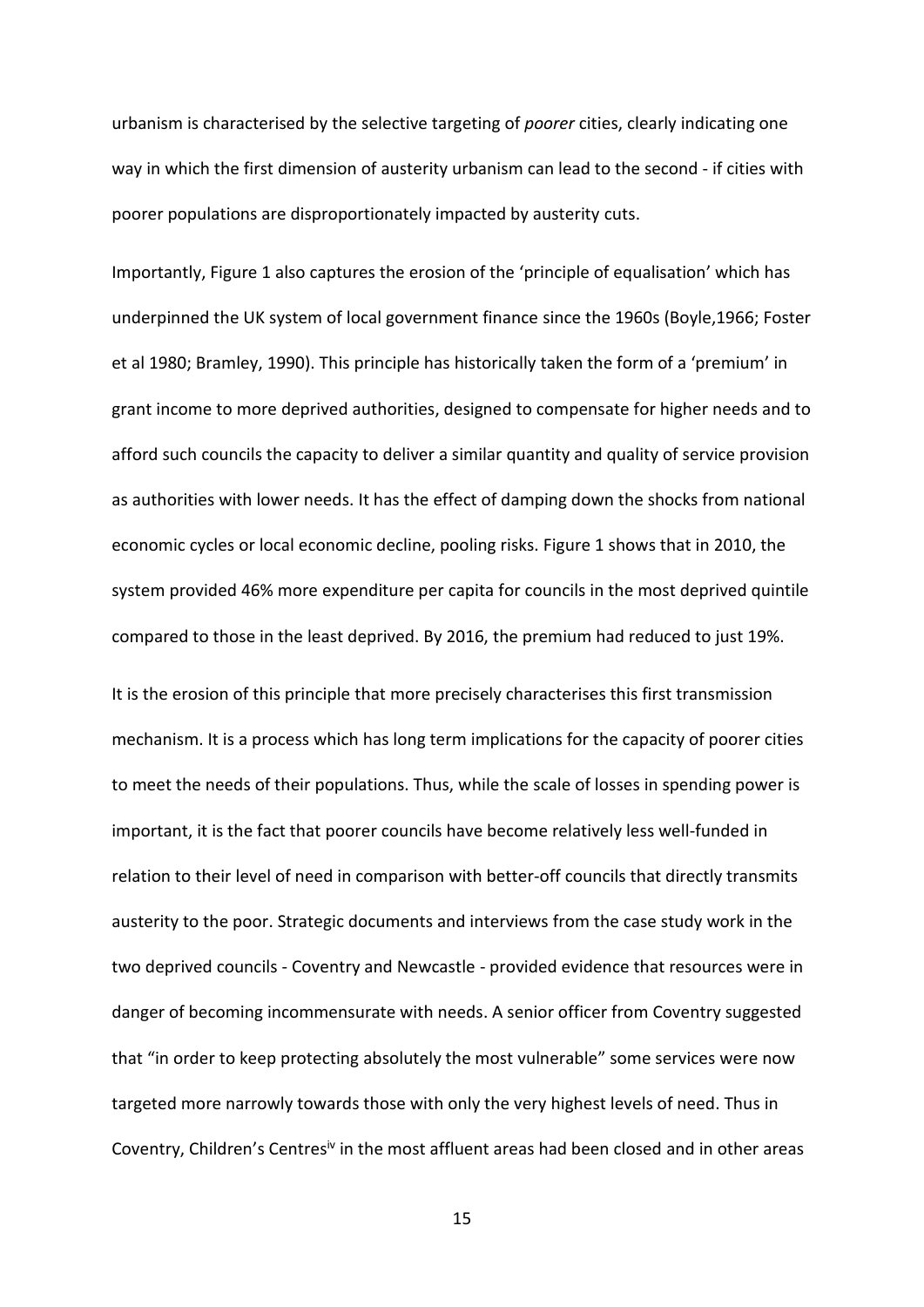urbanism is characterised by the selective targeting of *poorer* cities, clearly indicating one way in which the first dimension of austerity urbanism can lead to the second - if cities with poorer populations are disproportionately impacted by austerity cuts.

Importantly, Figure 1 also captures the erosion of the 'principle of equalisation' which has underpinned the UK system of local government finance since the 1960s (Boyle,1966; Foster et al 1980; Bramley, 1990). This principle has historically taken the form of a 'premium' in grant income to more deprived authorities, designed to compensate for higher needs and to afford such councils the capacity to deliver a similar quantity and quality of service provision as authorities with lower needs. It has the effect of damping down the shocks from national economic cycles or local economic decline, pooling risks. Figure 1 shows that in 2010, the system provided 46% more expenditure per capita for councils in the most deprived quintile compared to those in the least deprived. By 2016, the premium had reduced to just 19%.

It is the erosion of this principle that more precisely characterises this first transmission mechanism. It is a process which has long term implications for the capacity of poorer cities to meet the needs of their populations. Thus, while the scale of losses in spending power is important, it is the fact that poorer councils have become relatively less well-funded in relation to their level of need in comparison with better-off councils that directly transmits austerity to the poor. Strategic documents and interviews from the case study work in the two deprived councils - Coventry and Newcastle - provided evidence that resources were in danger of becoming incommensurate with needs. A senior officer from Coventry suggested that "in order to keep protecting absolutely the most vulnerable" some services were now targeted more narrowly towards those with only the very highest levels of need. Thus in Coventry, Children's Centres[iv] in the most affluent areas had been closed and in other areas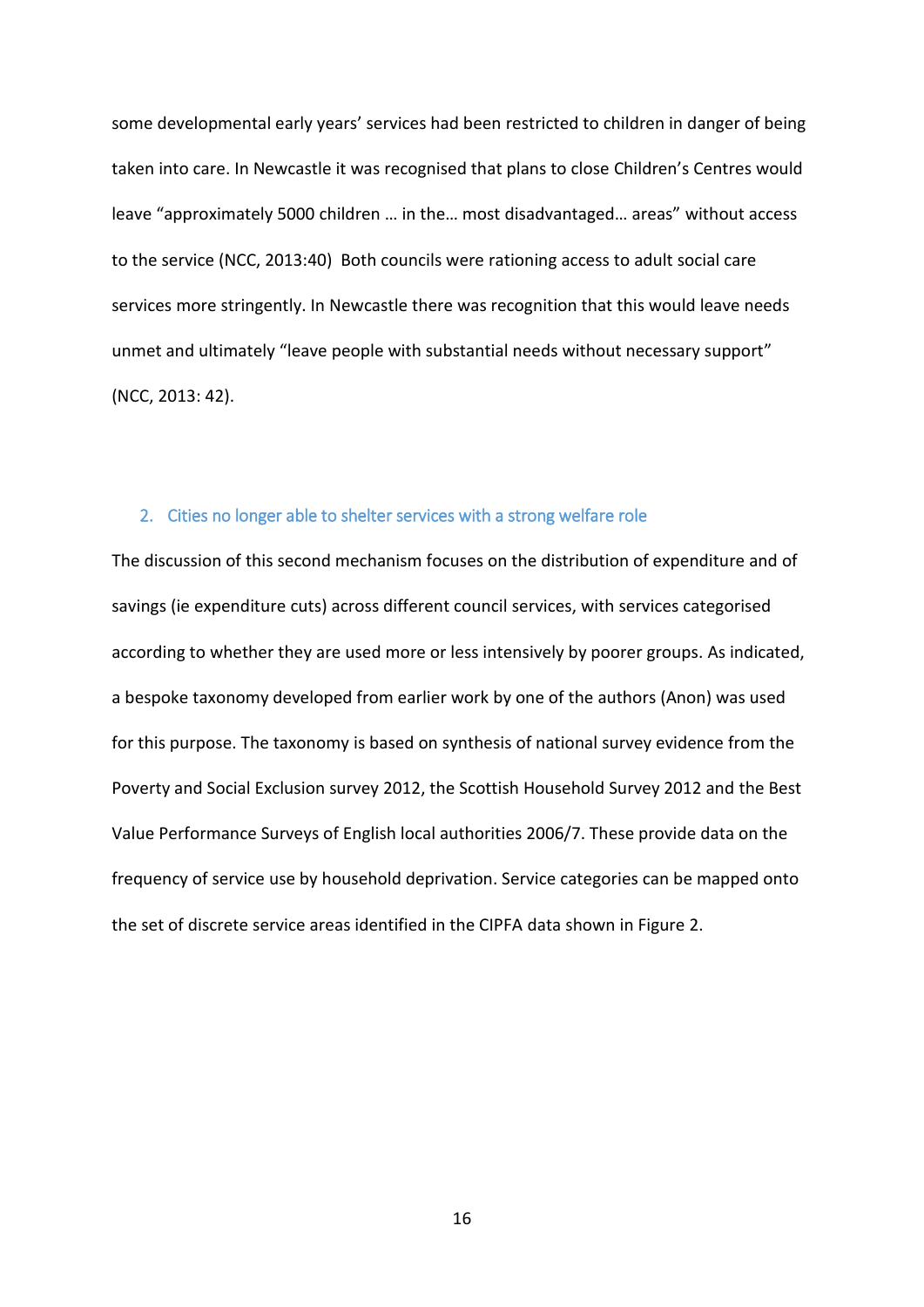some developmental early years' services had been restricted to children in danger of being taken into care. In Newcastle it was recognised that plans to close Children's Centres would leave "approximately 5000 children … in the… most disadvantaged… areas" without access to the service (NCC, 2013:40) Both councils were rationing access to adult social care services more stringently. In Newcastle there was recognition that this would leave needs unmet and ultimately "leave people with substantial needs without necessary support" (NCC, 2013: 42).

### 2. Cities no longer able to shelter services with a strong welfare role

The discussion of this second mechanism focuses on the distribution of expenditure and of savings (ie expenditure cuts) across different council services, with services categorised according to whether they are used more or less intensively by poorer groups. As indicated, a bespoke taxonomy developed from earlier work by one of the authors (Anon) was used for this purpose. The taxonomy is based on synthesis of national survey evidence from the Poverty and Social Exclusion survey 2012, the Scottish Household Survey 2012 and the Best Value Performance Surveys of English local authorities 2006/7. These provide data on the frequency of service use by household deprivation. Service categories can be mapped onto the set of discrete service areas identified in the CIPFA data shown in Figure 2.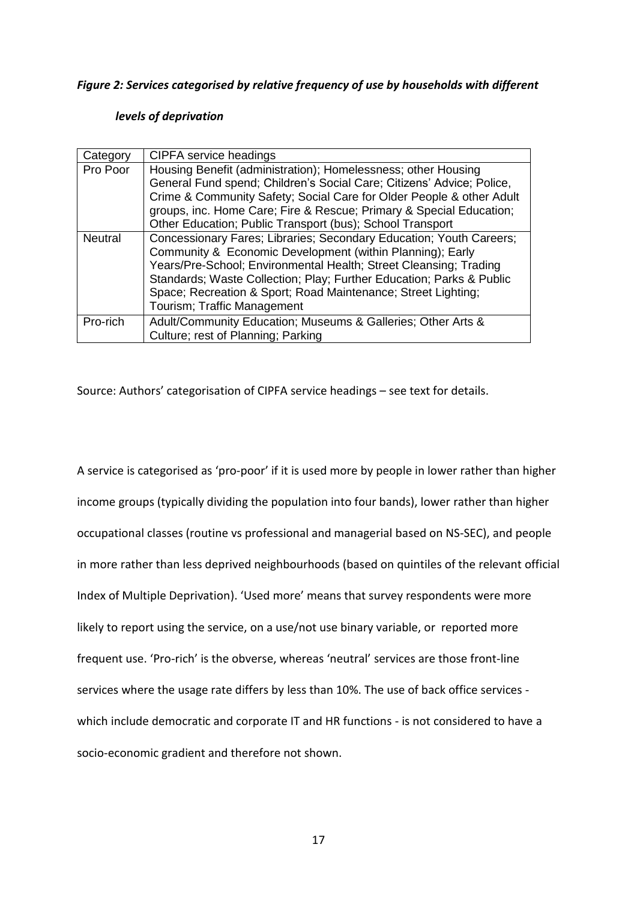*Figure 2: Services categorised by relative frequency of use by households with different levels of deprivation*

| Category | CIPFA service headings |
|---|---|
| Pro Poor | Housing Benefit (administration); Homelessness; other Housing General Fund spend; Children's Social Care; Citizens' Advice; Police, Crime & Community Safety; Social Care for Older People & other Adult groups, inc. Home Care; Fire & Rescue; Primary & Special Education; Other Education; Public Transport (bus); School Transport |
| Neutral | Concessionary Fares; Libraries; Secondary Education; Youth Careers; Community & Economic Development (within Planning); Early Years/Pre-School; Environmental Health; Street Cleansing; Trading Standards; Waste Collection; Play; Further Education; Parks & Public Space; Recreation & Sport; Road Maintenance; Street Lighting; Tourism; Traffic Management |
| Pro-rich | Adult/Community Education; Museums & Galleries; Other Arts & Culture; rest of Planning; Parking |

Source: Authors' categorisation of CIPFA service headings – see text for details.

A service is categorised as 'pro-poor' if it is used more by people in lower rather than higher income groups (typically dividing the population into four bands), lower rather than higher occupational classes (routine vs professional and managerial based on NS-SEC), and people in more rather than less deprived neighbourhoods (based on quintiles of the relevant official Index of Multiple Deprivation). 'Used more' means that survey respondents were more likely to report using the service, on a use/not use binary variable, or reported more frequent use. 'Pro-rich' is the obverse, whereas 'neutral' services are those front-line services where the usage rate differs by less than 10%. The use of back office services - which include democratic and corporate IT and HR functions - is not considered to have a socio-economic gradient and therefore not shown.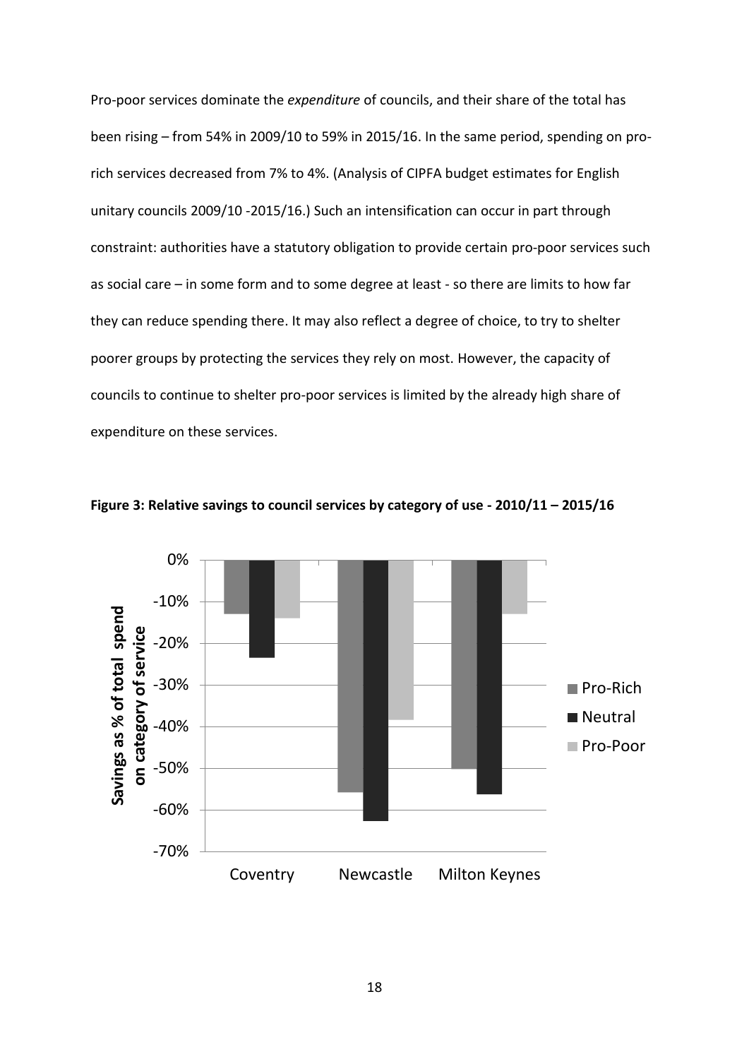Pro-poor services dominate the *expenditure* of councils, and their share of the total has been rising – from 54% in 2009/10 to 59% in 2015/16. In the same period, spending on pro-rich services decreased from 7% to 4%. (Analysis of CIPFA budget estimates for English unitary councils 2009/10 -2015/16.) Such an intensification can occur in part through constraint: authorities have a statutory obligation to provide certain pro-poor services such as social care – in some form and to some degree at least - so there are limits to how far they can reduce spending there. It may also reflect a degree of choice, to try to shelter poorer groups by protecting the services they rely on most. However, the capacity of councils to continue to shelter pro-poor services is limited by the already high share of expenditure on these services.

**Figure 3: Relative savings to council services by category of use - 2010/11 – 2015/16**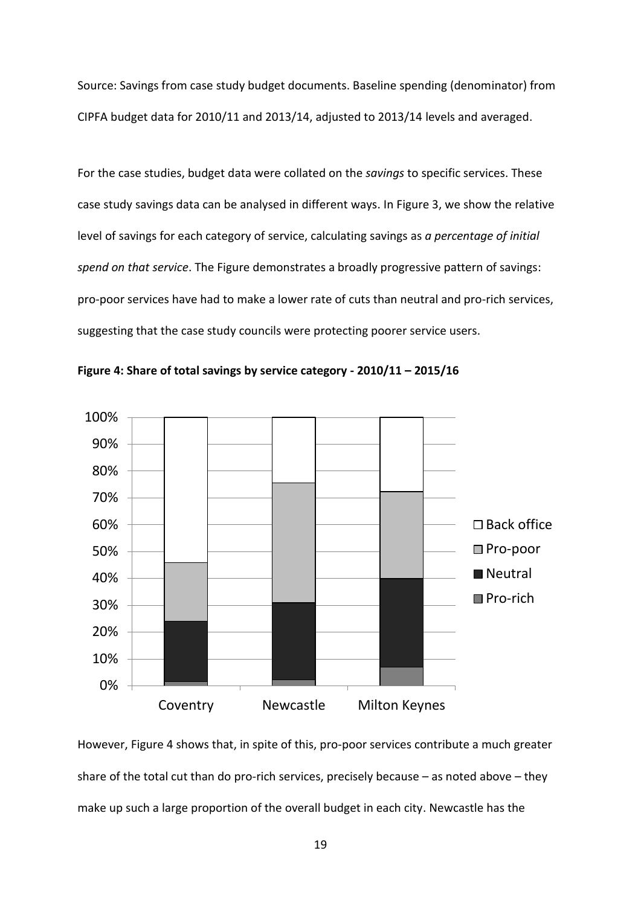Source: Savings from case study budget documents. Baseline spending (denominator) from CIPFA budget data for 2010/11 and 2013/14, adjusted to 2013/14 levels and averaged.

For the case studies, budget data were collated on the *savings* to specific services. These case study savings data can be analysed in different ways. In Figure 3, we show the relative level of savings for each category of service, calculating savings as *a percentage of initial spend on that service*. The Figure demonstrates a broadly progressive pattern of savings: pro-poor services have had to make a lower rate of cuts than neutral and pro-rich services, suggesting that the case study councils were protecting poorer service users.

**Figure 4: Share of total savings by service category - 2010/11 – 2015/16**

However, Figure 4 shows that, in spite of this, pro-poor services contribute a much greater share of the total cut than do pro-rich services, precisely because – as noted above – they make up such a large proportion of the overall budget in each city. Newcastle has the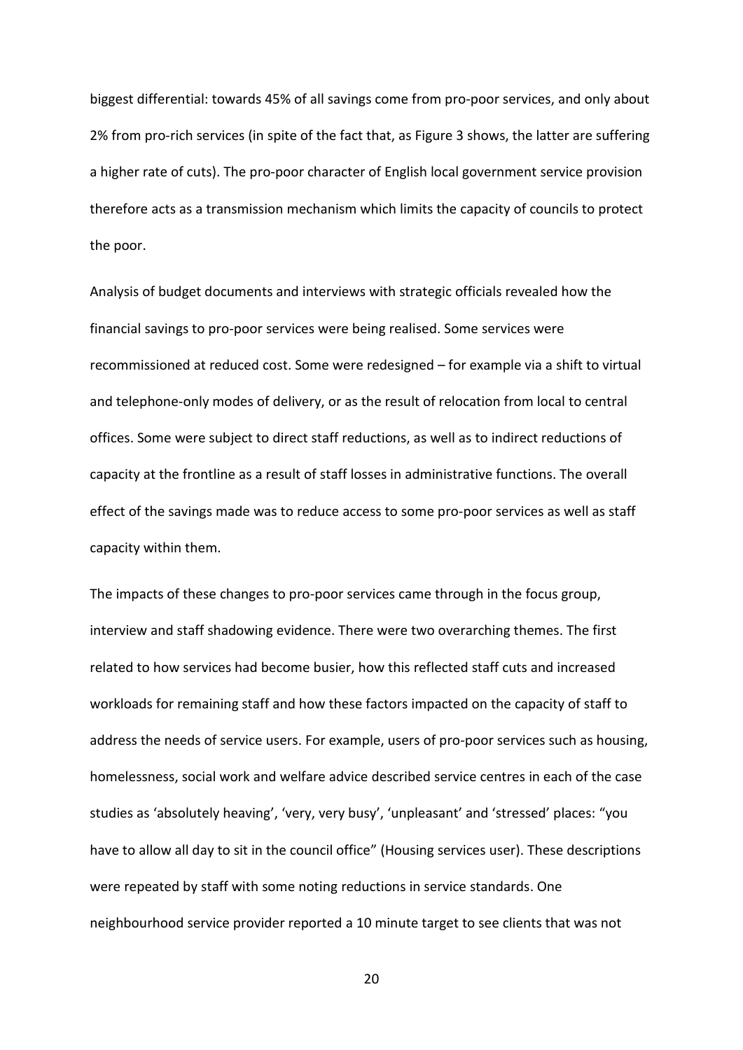biggest differential: towards 45% of all savings come from pro-poor services, and only about 2% from pro-rich services (in spite of the fact that, as Figure 3 shows, the latter are suffering a higher rate of cuts). The pro-poor character of English local government service provision therefore acts as a transmission mechanism which limits the capacity of councils to protect the poor.

Analysis of budget documents and interviews with strategic officials revealed how the financial savings to pro-poor services were being realised. Some services were recommissioned at reduced cost. Some were redesigned – for example via a shift to virtual and telephone-only modes of delivery, or as the result of relocation from local to central offices. Some were subject to direct staff reductions, as well as to indirect reductions of capacity at the frontline as a result of staff losses in administrative functions. The overall effect of the savings made was to reduce access to some pro-poor services as well as staff capacity within them.

The impacts of these changes to pro-poor services came through in the focus group, interview and staff shadowing evidence. There were two overarching themes. The first related to how services had become busier, how this reflected staff cuts and increased workloads for remaining staff and how these factors impacted on the capacity of staff to address the needs of service users. For example, users of pro-poor services such as housing, homelessness, social work and welfare advice described service centres in each of the case studies as 'absolutely heaving', 'very, very busy', 'unpleasant' and 'stressed' places: "you have to allow all day to sit in the council office" (Housing services user). These descriptions were repeated by staff with some noting reductions in service standards. One neighbourhood service provider reported a 10 minute target to see clients that was not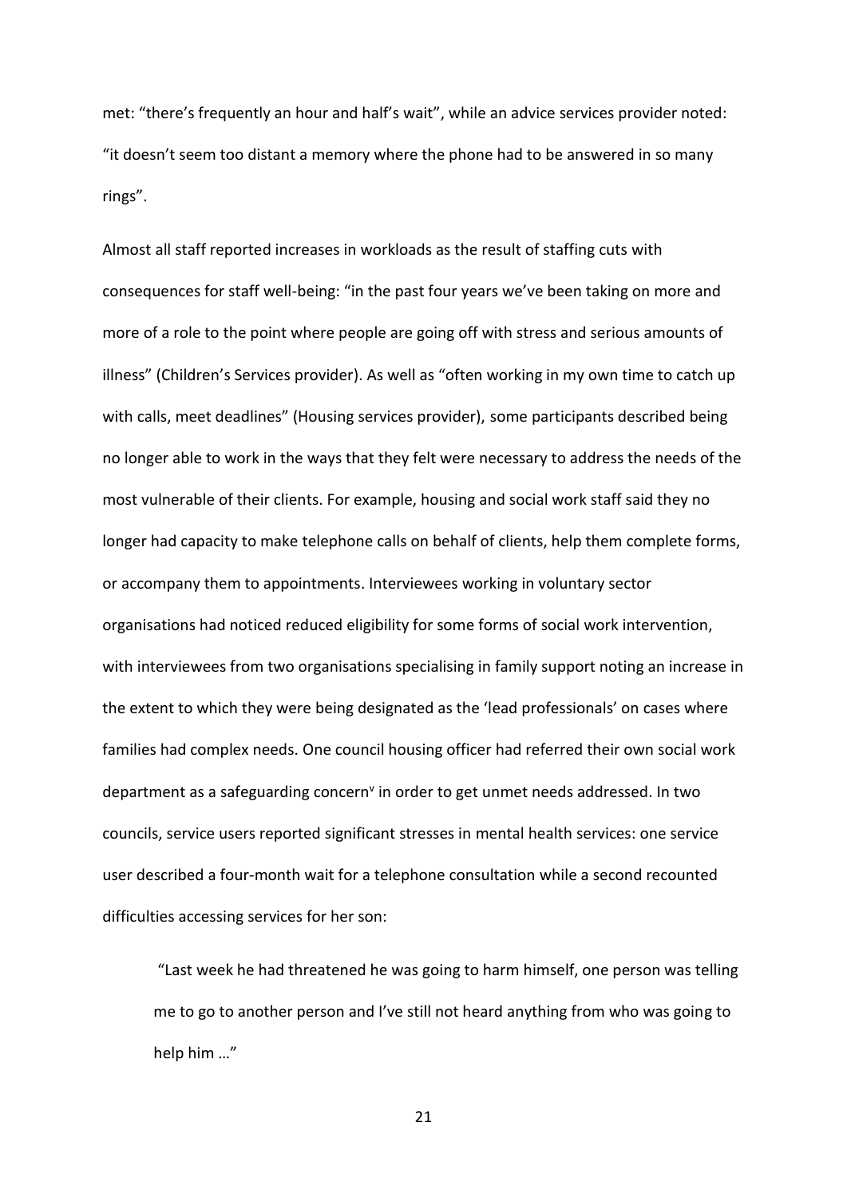met: “there’s frequently an hour and half’s wait”, while an advice services provider noted: “it doesn’t seem too distant a memory where the phone had to be answered in so many rings”.

Almost all staff reported increases in workloads as the result of staffing cuts with consequences for staff well-being: “in the past four years we’ve been taking on more and more of a role to the point where people are going off with stress and serious amounts of illness” (Children’s Services provider). As well as “often working in my own time to catch up with calls, meet deadlines” (Housing services provider), some participants described being no longer able to work in the ways that they felt were necessary to address the needs of the most vulnerable of their clients. For example, housing and social work staff said they no longer had capacity to make telephone calls on behalf of clients, help them complete forms, or accompany them to appointments. Interviewees working in voluntary sector organisations had noticed reduced eligibility for some forms of social work intervention, with interviewees from two organisations specialising in family support noting an increase in the extent to which they were being designated as the ‘lead professionals’ on cases where families had complex needs. One council housing officer had referred their own social work department as a safeguarding concern[v] in order to get unmet needs addressed. In two councils, service users reported significant stresses in mental health services: one service user described a four-month wait for a telephone consultation while a second recounted difficulties accessing services for her son:

> “Last week he had threatened he was going to harm himself, one person was telling me to go to another person and I’ve still not heard anything from who was going to help him …”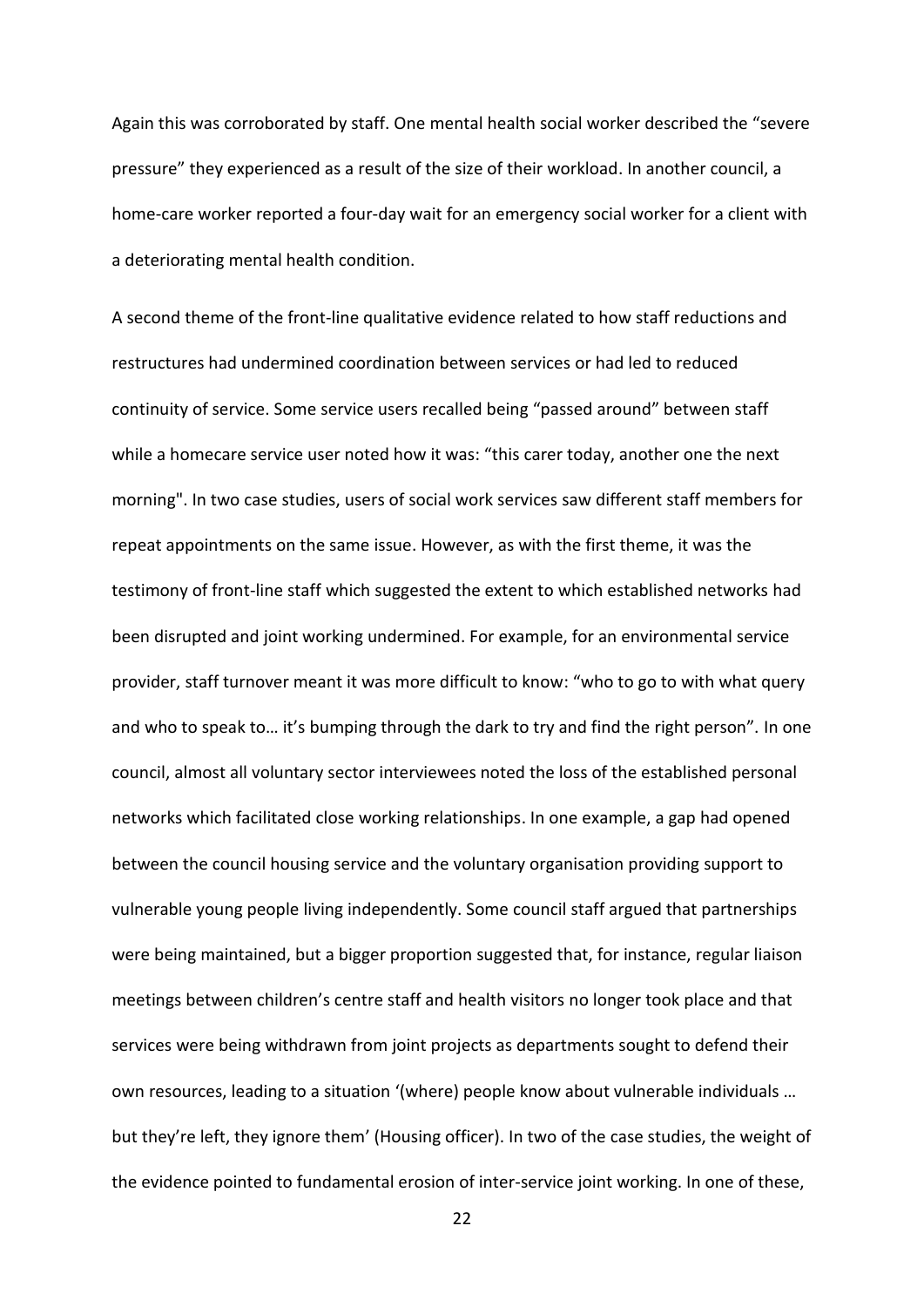Again this was corroborated by staff. One mental health social worker described the "severe pressure" they experienced as a result of the size of their workload. In another council, a home-care worker reported a four-day wait for an emergency social worker for a client with a deteriorating mental health condition.

A second theme of the front-line qualitative evidence related to how staff reductions and restructures had undermined coordination between services or had led to reduced continuity of service. Some service users recalled being "passed around" between staff while a homecare service user noted how it was: "this carer today, another one the next morning". In two case studies, users of social work services saw different staff members for repeat appointments on the same issue. However, as with the first theme, it was the testimony of front-line staff which suggested the extent to which established networks had been disrupted and joint working undermined. For example, for an environmental service provider, staff turnover meant it was more difficult to know: "who to go to with what query and who to speak to… it's bumping through the dark to try and find the right person". In one council, almost all voluntary sector interviewees noted the loss of the established personal networks which facilitated close working relationships. In one example, a gap had opened between the council housing service and the voluntary organisation providing support to vulnerable young people living independently. Some council staff argued that partnerships were being maintained, but a bigger proportion suggested that, for instance, regular liaison meetings between children's centre staff and health visitors no longer took place and that services were being withdrawn from joint projects as departments sought to defend their own resources, leading to a situation '(where) people know about vulnerable individuals … but they're left, they ignore them' (Housing officer). In two of the case studies, the weight of the evidence pointed to fundamental erosion of inter-service joint working. In one of these,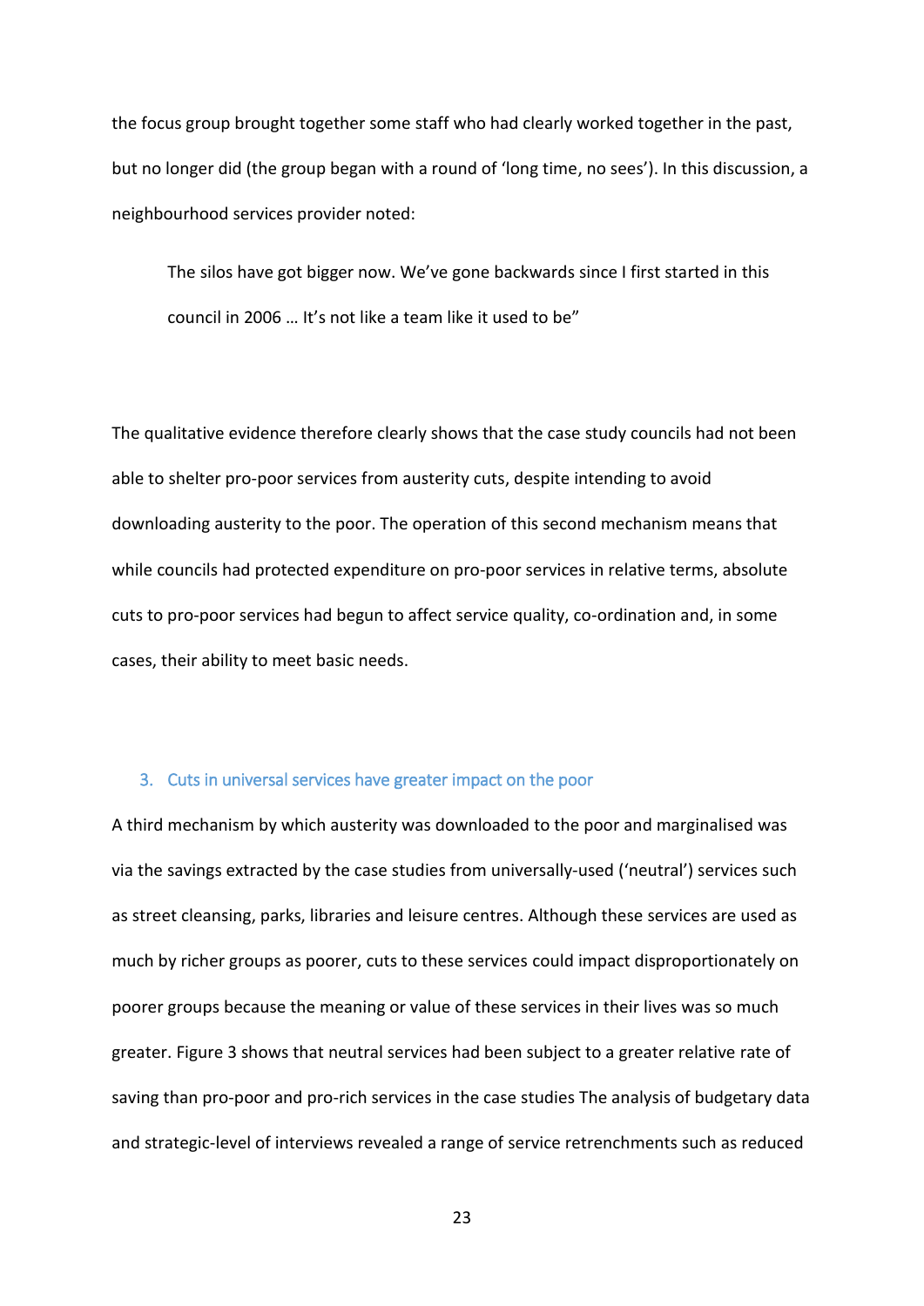the focus group brought together some staff who had clearly worked together in the past, but no longer did (the group began with a round of 'long time, no sees'). In this discussion, a neighbourhood services provider noted:

> The silos have got bigger now. We've gone backwards since I first started in this council in 2006 … It's not like a team like it used to be"

The qualitative evidence therefore clearly shows that the case study councils had not been able to shelter pro-poor services from austerity cuts, despite intending to avoid downloading austerity to the poor. The operation of this second mechanism means that while councils had protected expenditure on pro-poor services in relative terms, absolute cuts to pro-poor services had begun to affect service quality, co-ordination and, in some cases, their ability to meet basic needs.

### 3. Cuts in universal services have greater impact on the poor

A third mechanism by which austerity was downloaded to the poor and marginalised was via the savings extracted by the case studies from universally-used ('neutral') services such as street cleansing, parks, libraries and leisure centres. Although these services are used as much by richer groups as poorer, cuts to these services could impact disproportionately on poorer groups because the meaning or value of these services in their lives was so much greater. Figure 3 shows that neutral services had been subject to a greater relative rate of saving than pro-poor and pro-rich services in the case studies The analysis of budgetary data and strategic-level of interviews revealed a range of service retrenchments such as reduced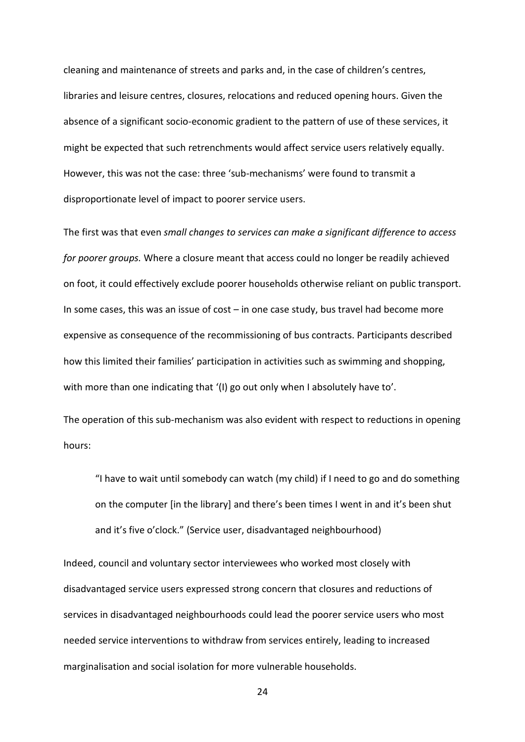cleaning and maintenance of streets and parks and, in the case of children's centres, libraries and leisure centres, closures, relocations and reduced opening hours. Given the absence of a significant socio-economic gradient to the pattern of use of these services, it might be expected that such retrenchments would affect service users relatively equally. However, this was not the case: three 'sub-mechanisms' were found to transmit a disproportionate level of impact to poorer service users.

The first was that even *small changes to services can make a significant difference to access for poorer groups.* Where a closure meant that access could no longer be readily achieved on foot, it could effectively exclude poorer households otherwise reliant on public transport. In some cases, this was an issue of cost – in one case study, bus travel had become more expensive as consequence of the recommissioning of bus contracts. Participants described how this limited their families' participation in activities such as swimming and shopping, with more than one indicating that '(I) go out only when I absolutely have to'.

The operation of this sub-mechanism was also evident with respect to reductions in opening hours:

> "I have to wait until somebody can watch (my child) if I need to go and do something on the computer [in the library] and there's been times I went in and it's been shut and it's five o'clock." (Service user, disadvantaged neighbourhood)

Indeed, council and voluntary sector interviewees who worked most closely with disadvantaged service users expressed strong concern that closures and reductions of services in disadvantaged neighbourhoods could lead the poorer service users who most needed service interventions to withdraw from services entirely, leading to increased marginalisation and social isolation for more vulnerable households.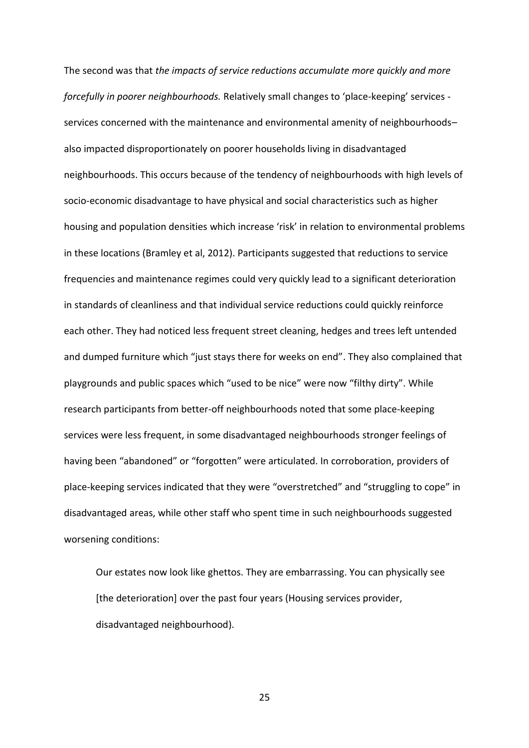The second was that *the impacts of service reductions accumulate more quickly and more forcefully in poorer neighbourhoods.* Relatively small changes to 'place-keeping' services - services concerned with the maintenance and environmental amenity of neighbourhoods– also impacted disproportionately on poorer households living in disadvantaged neighbourhoods. This occurs because of the tendency of neighbourhoods with high levels of socio-economic disadvantage to have physical and social characteristics such as higher housing and population densities which increase 'risk' in relation to environmental problems in these locations (Bramley et al, 2012). Participants suggested that reductions to service frequencies and maintenance regimes could very quickly lead to a significant deterioration in standards of cleanliness and that individual service reductions could quickly reinforce each other. They had noticed less frequent street cleaning, hedges and trees left untended and dumped furniture which "just stays there for weeks on end". They also complained that playgrounds and public spaces which "used to be nice" were now "filthy dirty". While research participants from better-off neighbourhoods noted that some place-keeping services were less frequent, in some disadvantaged neighbourhoods stronger feelings of having been "abandoned" or "forgotten" were articulated. In corroboration, providers of place-keeping services indicated that they were "overstretched" and "struggling to cope" in disadvantaged areas, while other staff who spent time in such neighbourhoods suggested worsening conditions:

> Our estates now look like ghettos. They are embarrassing. You can physically see [the deterioration] over the past four years (Housing services provider, disadvantaged neighbourhood).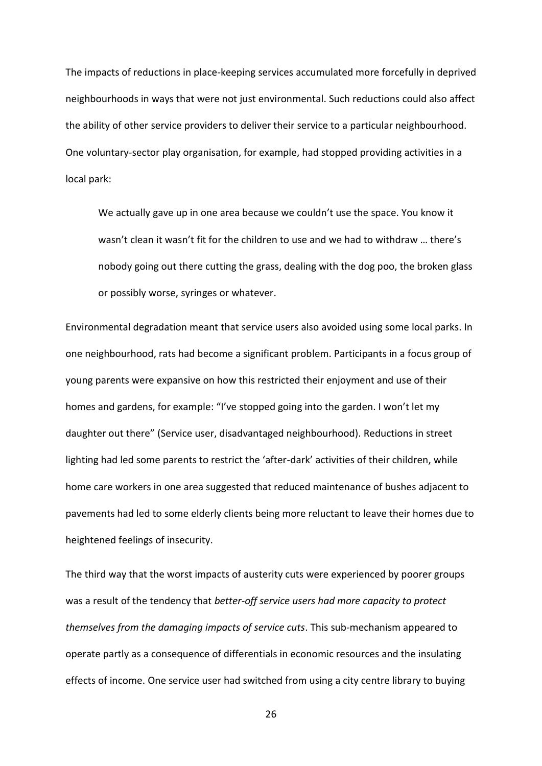The impacts of reductions in place-keeping services accumulated more forcefully in deprived neighbourhoods in ways that were not just environmental. Such reductions could also affect the ability of other service providers to deliver their service to a particular neighbourhood. One voluntary-sector play organisation, for example, had stopped providing activities in a local park:

> We actually gave up in one area because we couldn't use the space. You know it wasn't clean it wasn't fit for the children to use and we had to withdraw … there's nobody going out there cutting the grass, dealing with the dog poo, the broken glass or possibly worse, syringes or whatever.

Environmental degradation meant that service users also avoided using some local parks. In one neighbourhood, rats had become a significant problem. Participants in a focus group of young parents were expansive on how this restricted their enjoyment and use of their homes and gardens, for example: "I've stopped going into the garden. I won't let my daughter out there" (Service user, disadvantaged neighbourhood). Reductions in street lighting had led some parents to restrict the 'after-dark' activities of their children, while home care workers in one area suggested that reduced maintenance of bushes adjacent to pavements had led to some elderly clients being more reluctant to leave their homes due to heightened feelings of insecurity.

The third way that the worst impacts of austerity cuts were experienced by poorer groups was a result of the tendency that *better-off service users had more capacity to protect themselves from the damaging impacts of service cuts*. This sub-mechanism appeared to operate partly as a consequence of differentials in economic resources and the insulating effects of income. One service user had switched from using a city centre library to buying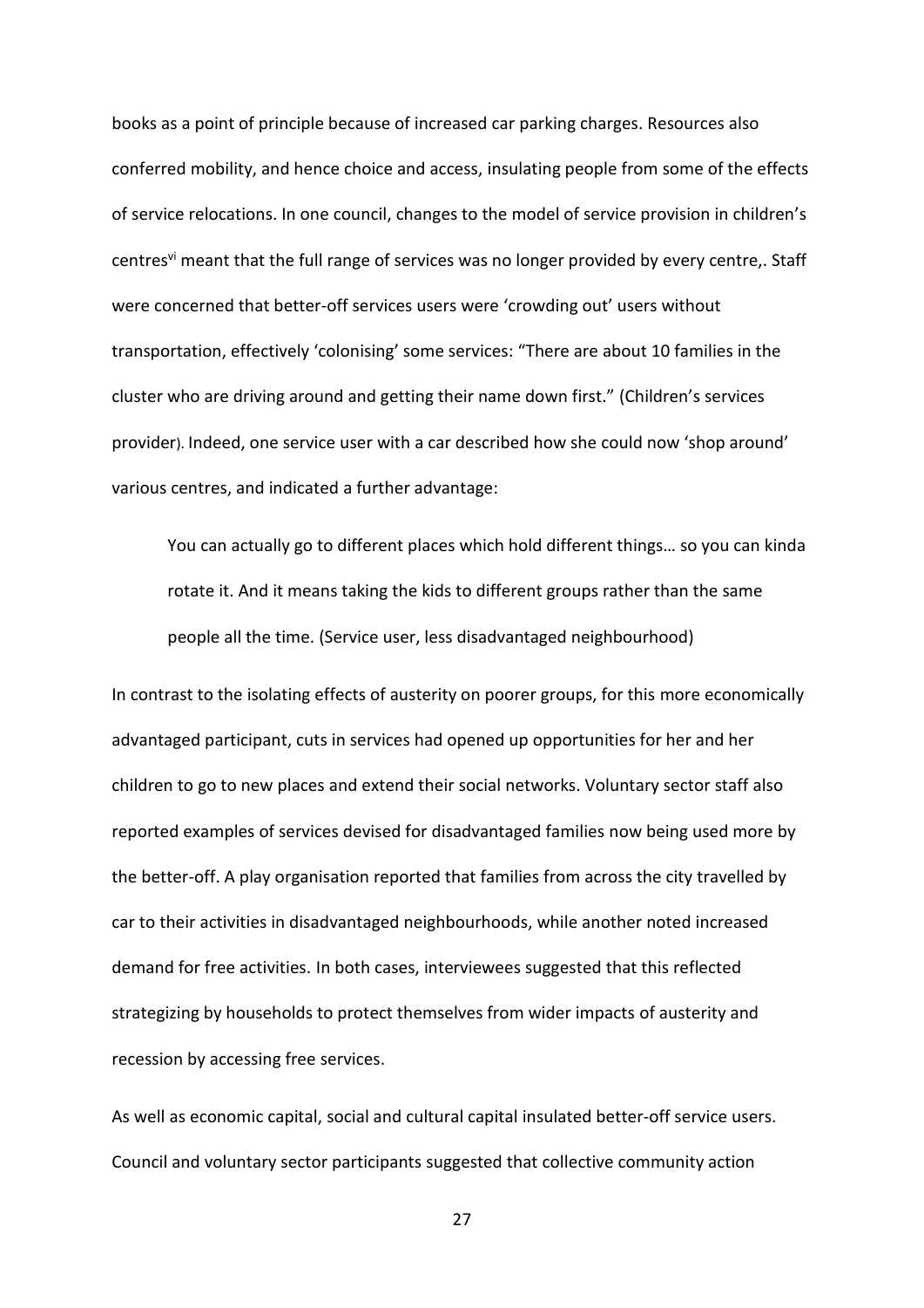books as a point of principle because of increased car parking charges. Resources also conferred mobility, and hence choice and access, insulating people from some of the effects of service relocations. In one council, changes to the model of service provision in children's centres[vi] meant that the full range of services was no longer provided by every centre,. Staff were concerned that better-off services users were 'crowding out' users without transportation, effectively 'colonising' some services: "There are about 10 families in the cluster who are driving around and getting their name down first." (Children's services provider). Indeed, one service user with a car described how she could now 'shop around' various centres, and indicated a further advantage:

> You can actually go to different places which hold different things… so you can kinda rotate it. And it means taking the kids to different groups rather than the same people all the time. (Service user, less disadvantaged neighbourhood)

In contrast to the isolating effects of austerity on poorer groups, for this more economically advantaged participant, cuts in services had opened up opportunities for her and her children to go to new places and extend their social networks. Voluntary sector staff also reported examples of services devised for disadvantaged families now being used more by the better-off. A play organisation reported that families from across the city travelled by car to their activities in disadvantaged neighbourhoods, while another noted increased demand for free activities. In both cases, interviewees suggested that this reflected strategizing by households to protect themselves from wider impacts of austerity and recession by accessing free services.

As well as economic capital, social and cultural capital insulated better-off service users. Council and voluntary sector participants suggested that collective community action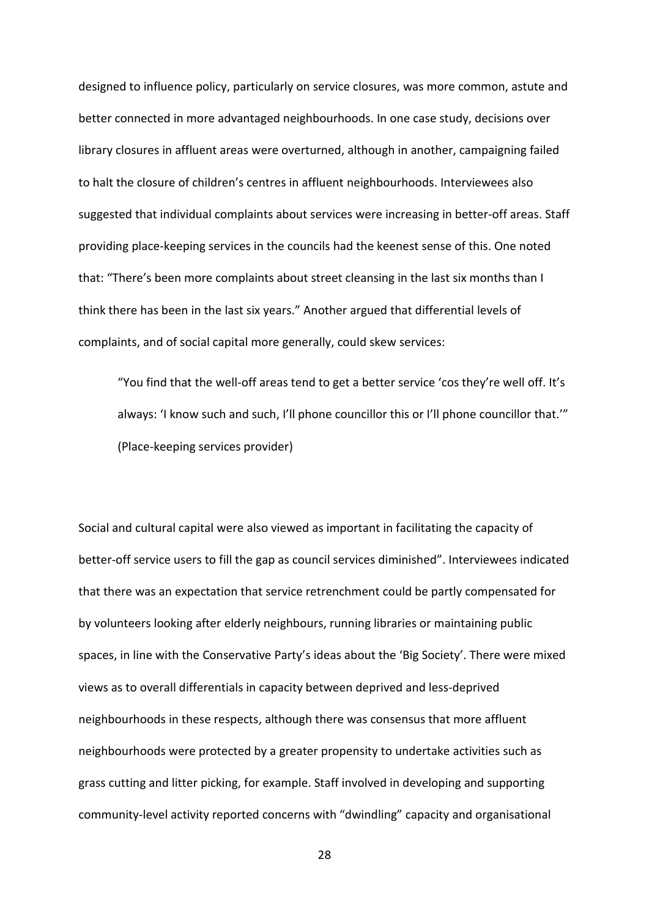designed to influence policy, particularly on service closures, was more common, astute and better connected in more advantaged neighbourhoods. In one case study, decisions over library closures in affluent areas were overturned, although in another, campaigning failed to halt the closure of children's centres in affluent neighbourhoods. Interviewees also suggested that individual complaints about services were increasing in better-off areas. Staff providing place-keeping services in the councils had the keenest sense of this. One noted that: "There's been more complaints about street cleansing in the last six months than I think there has been in the last six years." Another argued that differential levels of complaints, and of social capital more generally, could skew services:

> "You find that the well-off areas tend to get a better service 'cos they're well off. It's always: 'I know such and such, I'll phone councillor this or I'll phone councillor that.'" (Place-keeping services provider)

Social and cultural capital were also viewed as important in facilitating the capacity of better-off service users to fill the gap as council services diminished". Interviewees indicated that there was an expectation that service retrenchment could be partly compensated for by volunteers looking after elderly neighbours, running libraries or maintaining public spaces, in line with the Conservative Party's ideas about the 'Big Society'. There were mixed views as to overall differentials in capacity between deprived and less-deprived neighbourhoods in these respects, although there was consensus that more affluent neighbourhoods were protected by a greater propensity to undertake activities such as grass cutting and litter picking, for example. Staff involved in developing and supporting community-level activity reported concerns with "dwindling" capacity and organisational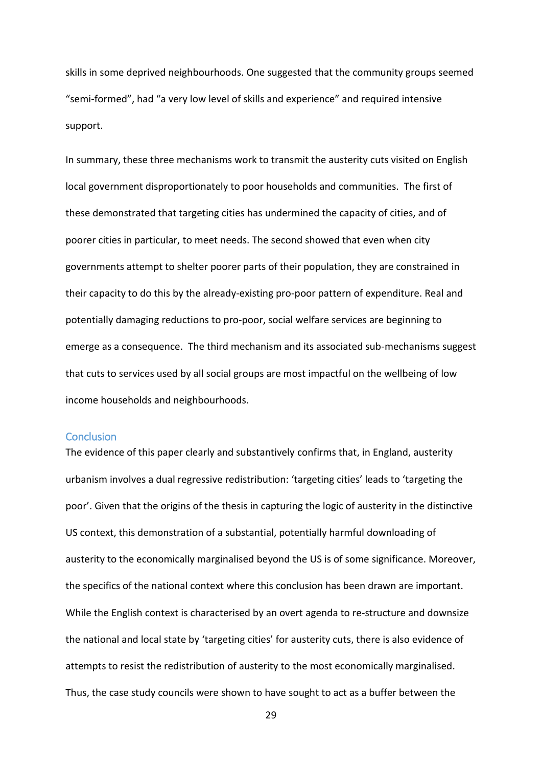skills in some deprived neighbourhoods. One suggested that the community groups seemed "semi-formed", had "a very low level of skills and experience" and required intensive support.

In summary, these three mechanisms work to transmit the austerity cuts visited on English local government disproportionately to poor households and communities. The first of these demonstrated that targeting cities has undermined the capacity of cities, and of poorer cities in particular, to meet needs. The second showed that even when city governments attempt to shelter poorer parts of their population, they are constrained in their capacity to do this by the already-existing pro-poor pattern of expenditure. Real and potentially damaging reductions to pro-poor, social welfare services are beginning to emerge as a consequence. The third mechanism and its associated sub-mechanisms suggest that cuts to services used by all social groups are most impactful on the wellbeing of low income households and neighbourhoods.

## Conclusion

The evidence of this paper clearly and substantively confirms that, in England, austerity urbanism involves a dual regressive redistribution: 'targeting cities' leads to 'targeting the poor'. Given that the origins of the thesis in capturing the logic of austerity in the distinctive US context, this demonstration of a substantial, potentially harmful downloading of austerity to the economically marginalised beyond the US is of some significance. Moreover, the specifics of the national context where this conclusion has been drawn are important. While the English context is characterised by an overt agenda to re-structure and downsize the national and local state by 'targeting cities' for austerity cuts, there is also evidence of attempts to resist the redistribution of austerity to the most economically marginalised. Thus, the case study councils were shown to have sought to act as a buffer between the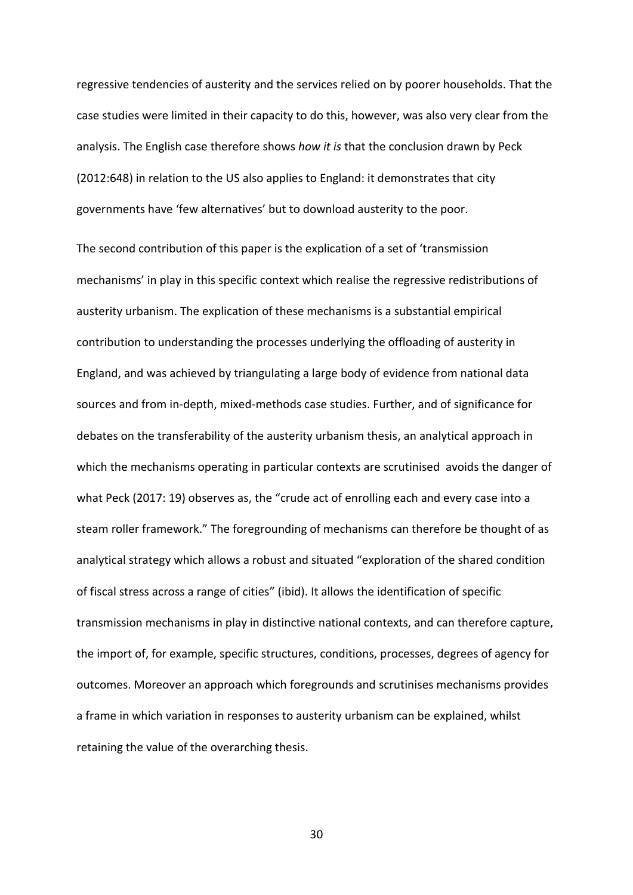regressive tendencies of austerity and the services relied on by poorer households. That the case studies were limited in their capacity to do this, however, was also very clear from the analysis. The English case therefore shows *how it is* that the conclusion drawn by Peck (2012:648) in relation to the US also applies to England: it demonstrates that city governments have 'few alternatives' but to download austerity to the poor.

The second contribution of this paper is the explication of a set of 'transmission mechanisms' in play in this specific context which realise the regressive redistributions of austerity urbanism. The explication of these mechanisms is a substantial empirical contribution to understanding the processes underlying the offloading of austerity in England, and was achieved by triangulating a large body of evidence from national data sources and from in-depth, mixed-methods case studies. Further, and of significance for debates on the transferability of the austerity urbanism thesis, an analytical approach in which the mechanisms operating in particular contexts are scrutinised avoids the danger of what Peck (2017: 19) observes as, the "crude act of enrolling each and every case into a steam roller framework." The foregrounding of mechanisms can therefore be thought of as analytical strategy which allows a robust and situated "exploration of the shared condition of fiscal stress across a range of cities" (ibid). It allows the identification of specific transmission mechanisms in play in distinctive national contexts, and can therefore capture, the import of, for example, specific structures, conditions, processes, degrees of agency for outcomes. Moreover an approach which foregrounds and scrutinises mechanisms provides a frame in which variation in responses to austerity urbanism can be explained, whilst retaining the value of the overarching thesis.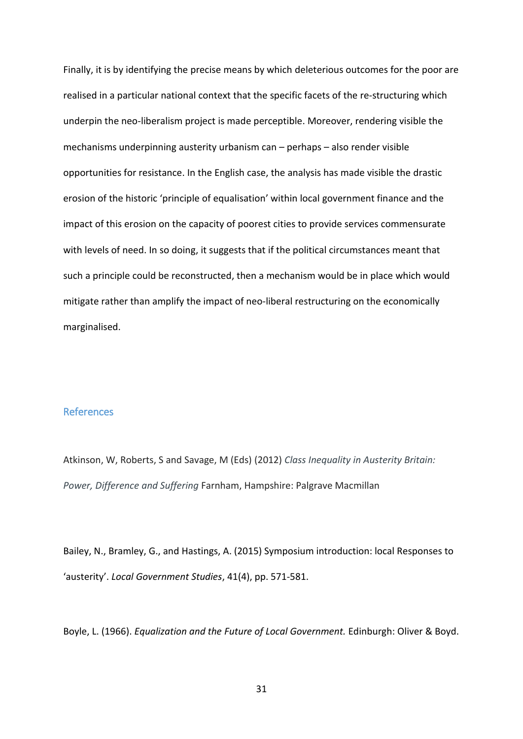Finally, it is by identifying the precise means by which deleterious outcomes for the poor are realised in a particular national context that the specific facets of the re-structuring which underpin the neo-liberalism project is made perceptible. Moreover, rendering visible the mechanisms underpinning austerity urbanism can – perhaps – also render visible opportunities for resistance. In the English case, the analysis has made visible the drastic erosion of the historic 'principle of equalisation' within local government finance and the impact of this erosion on the capacity of poorest cities to provide services commensurate with levels of need. In so doing, it suggests that if the political circumstances meant that such a principle could be reconstructed, then a mechanism would be in place which would mitigate rather than amplify the impact of neo-liberal restructuring on the economically marginalised.

## References

Atkinson, W, Roberts, S and Savage, M (Eds) (2012) *Class Inequality in Austerity Britain: Power, Difference and Suffering* Farnham, Hampshire: Palgrave Macmillan

Bailey, N., Bramley, G., and Hastings, A. (2015) Symposium introduction: local Responses to 'austerity'. *Local Government Studies*, 41(4), pp. 571-581.

Boyle, L. (1966). *Equalization and the Future of Local Government.* Edinburgh: Oliver & Boyd.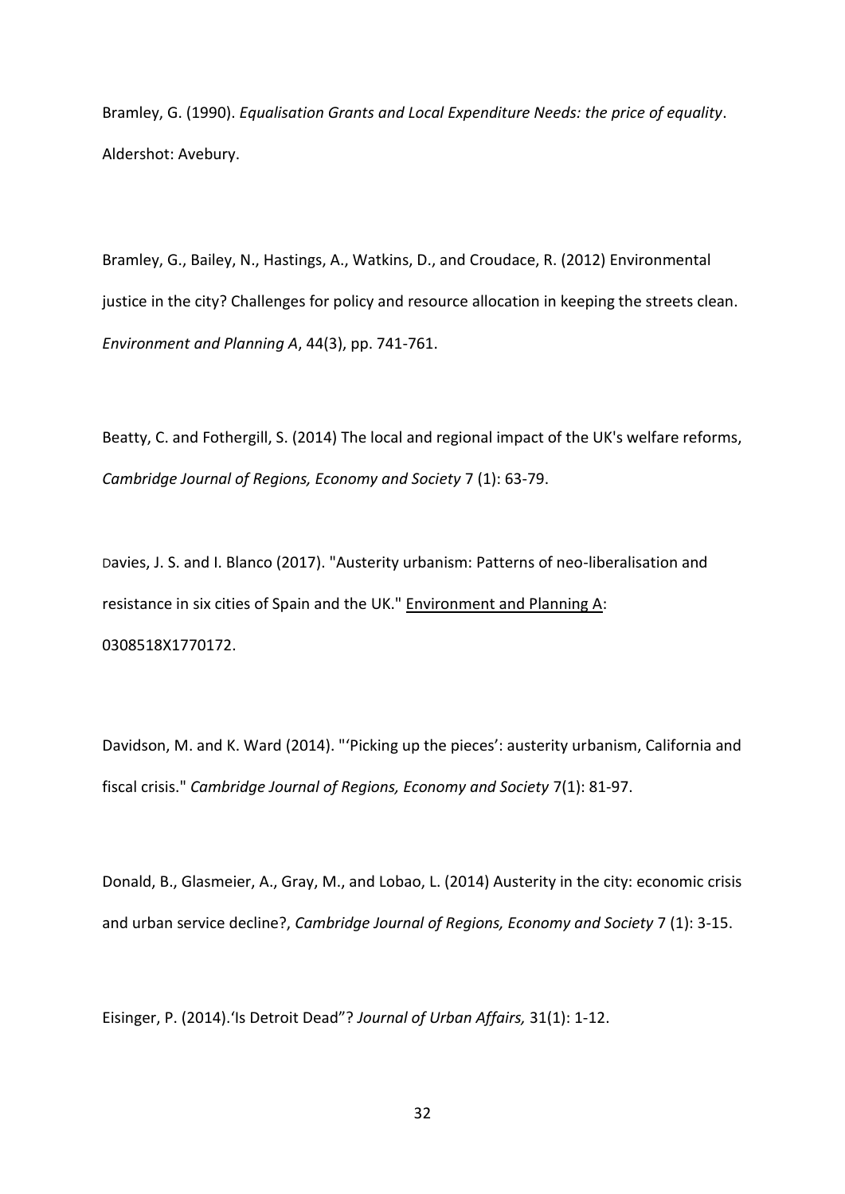Bramley, G. (1990). *Equalisation Grants and Local Expenditure Needs: the price of equality*. Aldershot: Avebury.

Bramley, G., Bailey, N., Hastings, A., Watkins, D., and Croudace, R. (2012) Environmental justice in the city? Challenges for policy and resource allocation in keeping the streets clean. *Environment and Planning A*, 44(3), pp. 741-761.

Beatty, C. and Fothergill, S. (2014) The local and regional impact of the UK's welfare reforms, *Cambridge Journal of Regions, Economy and Society* 7 (1): 63-79.

Davies, J. S. and I. Blanco (2017). "Austerity urbanism: Patterns of neo-liberalisation and resistance in six cities of Spain and the UK." Environment and Planning A: 0308518X1770172.

Davidson, M. and K. Ward (2014). "'Picking up the pieces': austerity urbanism, California and fiscal crisis." *Cambridge Journal of Regions, Economy and Society* 7(1): 81-97.

Donald, B., Glasmeier, A., Gray, M., and Lobao, L. (2014) Austerity in the city: economic crisis and urban service decline?, *Cambridge Journal of Regions, Economy and Society* 7 (1): 3-15.

Eisinger, P. (2014).'Is Detroit Dead"? *Journal of Urban Affairs,* 31(1): 1-12.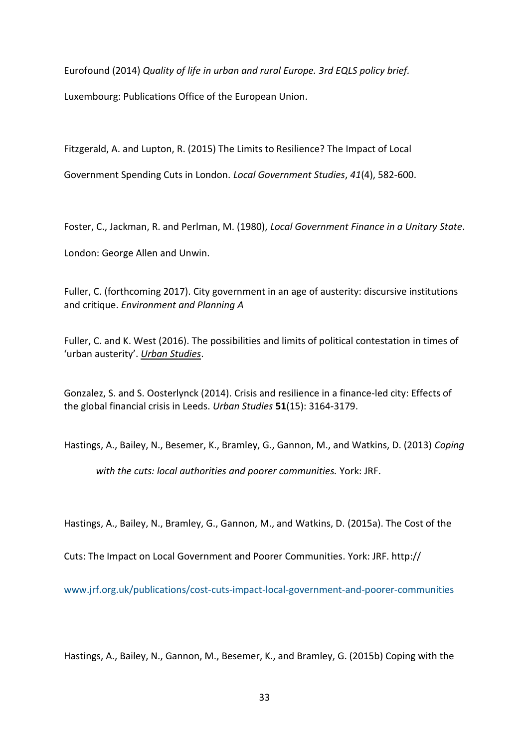Eurofound (2014) *Quality of life in urban and rural Europe. 3rd EQLS policy brief.* Luxembourg: Publications Office of the European Union.

Fitzgerald, A. and Lupton, R. (2015) The Limits to Resilience? The Impact of Local Government Spending Cuts in London. *Local Government Studies*, *41*(4), 582-600.

Foster, C., Jackman, R. and Perlman, M. (1980), *Local Government Finance in a Unitary State*. London: George Allen and Unwin.

Fuller, C. (forthcoming 2017). City government in an age of austerity: discursive institutions and critique. *Environment and Planning A*

Fuller, C. and K. West (2016). The possibilities and limits of political contestation in times of 'urban austerity'. *Urban Studies*.

Gonzalez, S. and S. Oosterlynck (2014). Crisis and resilience in a finance-led city: Effects of the global financial crisis in Leeds. *Urban Studies* **51**(15): 3164-3179.

Hastings, A., Bailey, N., Besemer, K., Bramley, G., Gannon, M., and Watkins, D. (2013) *Coping with the cuts: local authorities and poorer communities.* York: JRF.

Hastings, A., Bailey, N., Bramley, G., Gannon, M., and Watkins, D. (2015a). The Cost of the Cuts: The Impact on Local Government and Poorer Communities. York: JRF. http:// www.jrf.org.uk/publications/cost-cuts-impact-local-government-and-poorer-communities

Hastings, A., Bailey, N., Gannon, M., Besemer, K., and Bramley, G. (2015b) Coping with the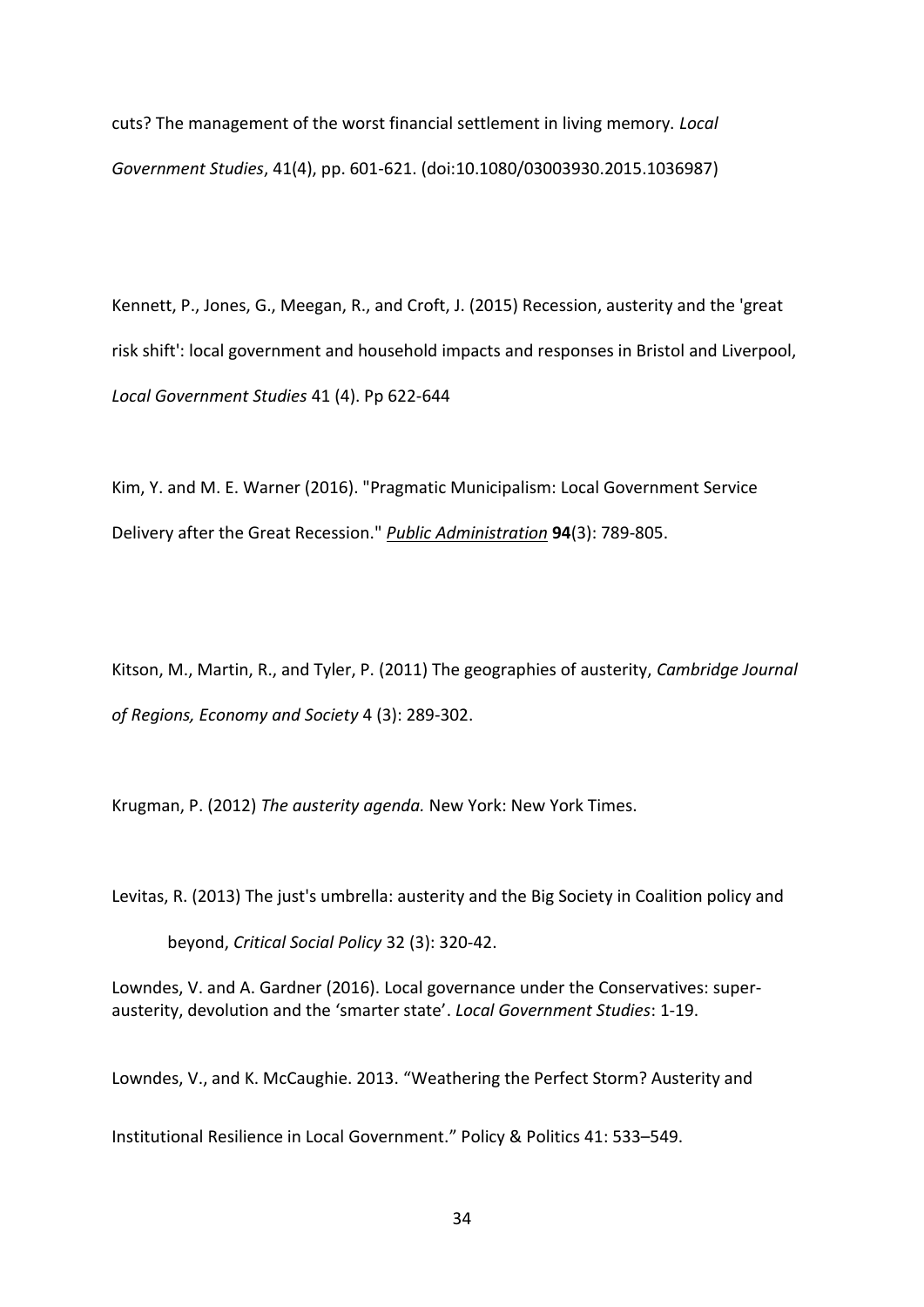cuts? The management of the worst financial settlement in living memory. *Local Government Studies*, 41(4), pp. 601-621. (doi:10.1080/03003930.2015.1036987)

Kennett, P., Jones, G., Meegan, R., and Croft, J. (2015) Recession, austerity and the 'great risk shift': local government and household impacts and responses in Bristol and Liverpool, *Local Government Studies* 41 (4). Pp 622-644

Kim, Y. and M. E. Warner (2016). "Pragmatic Municipalism: Local Government Service Delivery after the Great Recession." *Public Administration* **94**(3): 789-805.

Kitson, M., Martin, R., and Tyler, P. (2011) The geographies of austerity, *Cambridge Journal of Regions, Economy and Society* 4 (3): 289-302.

Krugman, P. (2012) *The austerity agenda.* New York: New York Times.

Levitas, R. (2013) The just's umbrella: austerity and the Big Society in Coalition policy and beyond, *Critical Social Policy* 32 (3): 320-42.

Lowndes, V. and A. Gardner (2016). Local governance under the Conservatives: super-austerity, devolution and the 'smarter state'. *Local Government Studies*: 1-19.

Lowndes, V., and K. McCaughie. 2013. "Weathering the Perfect Storm? Austerity and Institutional Resilience in Local Government." Policy & Politics 41: 533–549.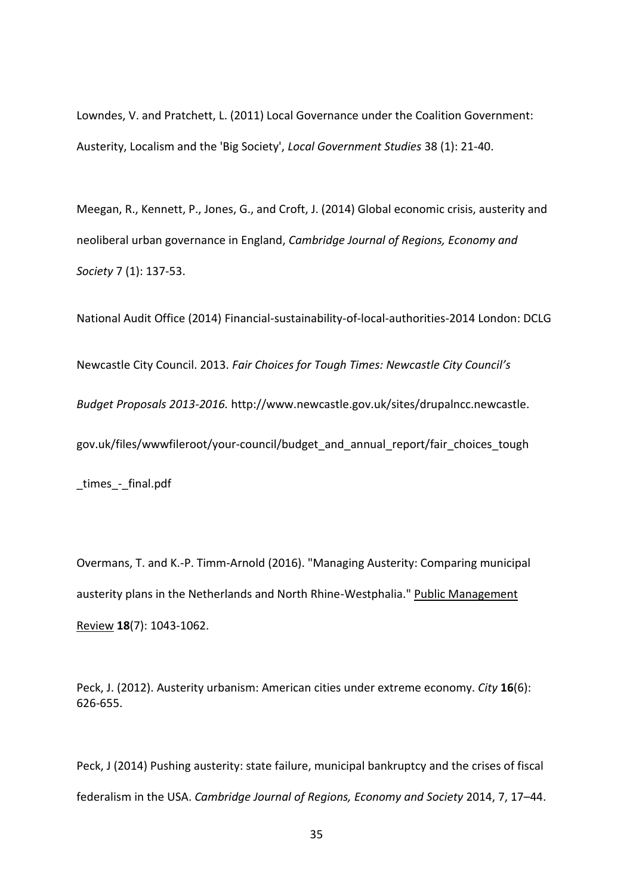Lowndes, V. and Pratchett, L. (2011) Local Governance under the Coalition Government: Austerity, Localism and the 'Big Society', *Local Government Studies* 38 (1): 21-40.

Meegan, R., Kennett, P., Jones, G., and Croft, J. (2014) Global economic crisis, austerity and neoliberal urban governance in England, *Cambridge Journal of Regions, Economy and Society* 7 (1): 137-53.

National Audit Office (2014) Financial-sustainability-of-local-authorities-2014 London: DCLG

Newcastle City Council. 2013. *Fair Choices for Tough Times: Newcastle City Council's Budget Proposals 2013-2016.* http://www.newcastle.gov.uk/sites/drupalncc.newcastle.gov.uk/files/wwwfileroot/your-council/budget_and_annual_report/fair_choices_tough_times_-_final.pdf

Overmans, T. and K.-P. Timm-Arnold (2016). "Managing Austerity: Comparing municipal austerity plans in the Netherlands and North Rhine-Westphalia." Public Management Review **18**(7): 1043-1062.

Peck, J. (2012). Austerity urbanism: American cities under extreme economy. *City* **16**(6): 626-655.

Peck, J (2014) Pushing austerity: state failure, municipal bankruptcy and the crises of fiscal federalism in the USA. *Cambridge Journal of Regions, Economy and Society* 2014, 7, 17–44.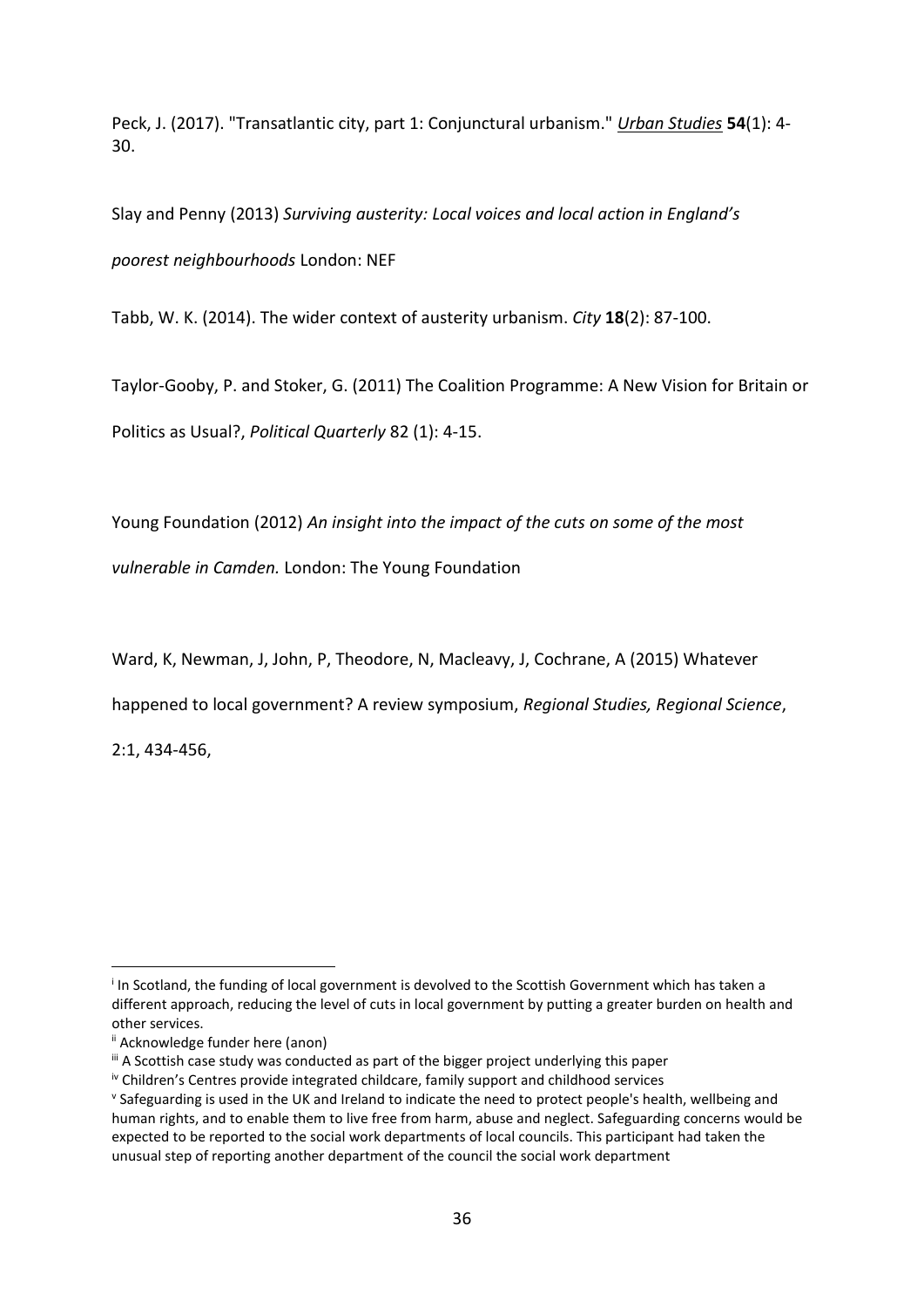Peck, J. (2017). "Transatlantic city, part 1: Conjunctural urbanism." *Urban Studies* **54**(1): 4-30.

Slay and Penny (2013) *Surviving austerity: Local voices and local action in England's poorest neighbourhoods* London: NEF

Tabb, W. K. (2014). The wider context of austerity urbanism. *City* **18**(2): 87-100.

Taylor-Gooby, P. and Stoker, G. (2011) The Coalition Programme: A New Vision for Britain or Politics as Usual?, *Political Quarterly* 82 (1): 4-15.

Young Foundation (2012) *An insight into the impact of the cuts on some of the most vulnerable in Camden.* London: The Young Foundation

Ward, K, Newman, J, John, P, Theodore, N, Macleavy, J, Cochrane, A (2015) Whatever happened to local government? A review symposium, *Regional Studies, Regional Science*, 2:1, 434-456,

---

[i] In Scotland, the funding of local government is devolved to the Scottish Government which has taken a different approach, reducing the level of cuts in local government by putting a greater burden on health and other services.

[ii] Acknowledge funder here (anon)

[iii] A Scottish case study was conducted as part of the bigger project underlying this paper

[iv] Children's Centres provide integrated childcare, family support and childhood services

[v] Safeguarding is used in the UK and Ireland to indicate the need to protect people's health, wellbeing and human rights, and to enable them to live free from harm, abuse and neglect. Safeguarding concerns would be expected to be reported to the social work departments of local councils. This participant had taken the unusual step of reporting another department of the council the social work department